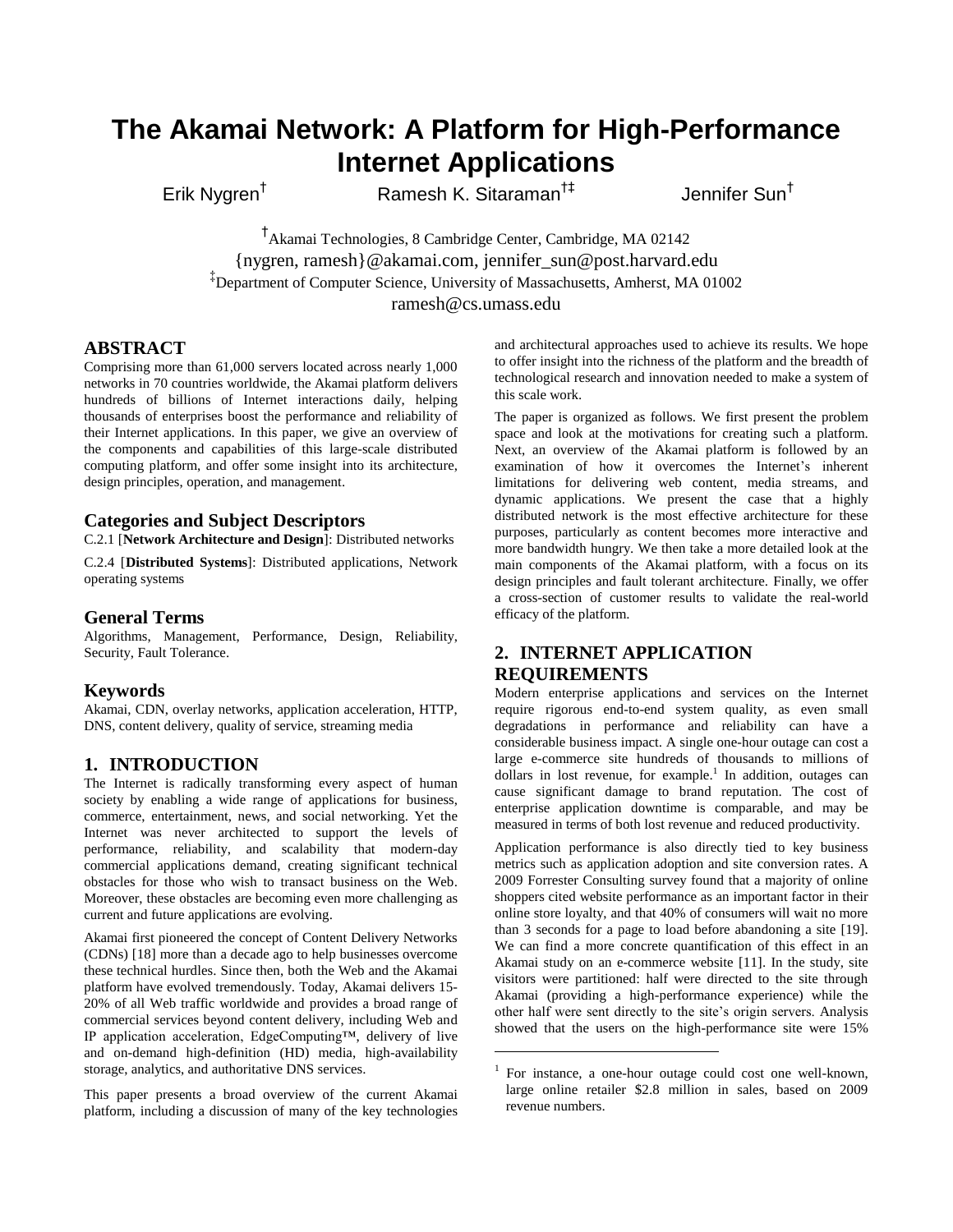# The Akamai Network: A Platform for High-Performance Internet Applications

Erik Nygren[†] Ramesh K. Sitaraman[†‡] Jennifer Sun[†]

[†]Akamai Technologies, 8 Cambridge Center, Cambridge, MA 02142
{nygren, ramesh}@akamai.com, jennifer_sun@post.harvard.edu
[‡]Department of Computer Science, University of Massachusetts, Amherst, MA 01002
ramesh@cs.umass.edu

## ABSTRACT

Comprising more than 61,000 servers located across nearly 1,000 networks in 70 countries worldwide, the Akamai platform delivers hundreds of billions of Internet interactions daily, helping thousands of enterprises boost the performance and reliability of their Internet applications. In this paper, we give an overview of the components and capabilities of this large-scale distributed computing platform, and offer some insight into its architecture, design principles, operation, and management.

### Categories and Subject Descriptors

C.2.1 [**Network Architecture and Design**]: Distributed networks

C.2.4 [**Distributed Systems**]: Distributed applications, Network operating systems

### General Terms

Algorithms, Management, Performance, Design, Reliability, Security, Fault Tolerance.

### Keywords

Akamai, CDN, overlay networks, application acceleration, HTTP, DNS, content delivery, quality of service, streaming media

## 1. INTRODUCTION

The Internet is radically transforming every aspect of human society by enabling a wide range of applications for business, commerce, entertainment, news, and social networking. Yet the Internet was never architected to support the levels of performance, reliability, and scalability that modern-day commercial applications demand, creating significant technical obstacles for those who wish to transact business on the Web. Moreover, these obstacles are becoming even more challenging as current and future applications are evolving.

Akamai first pioneered the concept of Content Delivery Networks (CDNs) [18] more than a decade ago to help businesses overcome these technical hurdles. Since then, both the Web and the Akamai platform have evolved tremendously. Today, Akamai delivers 15-20% of all Web traffic worldwide and provides a broad range of commercial services beyond content delivery, including Web and IP application acceleration, EdgeComputing™, delivery of live and on-demand high-definition (HD) media, high-availability storage, analytics, and authoritative DNS services.

This paper presents a broad overview of the current Akamai platform, including a discussion of many of the key technologies and architectural approaches used to achieve its results. We hope to offer insight into the richness of the platform and the breadth of technological research and innovation needed to make a system of this scale work.

The paper is organized as follows. We first present the problem space and look at the motivations for creating such a platform. Next, an overview of the Akamai platform is followed by an examination of how it overcomes the Internet's inherent limitations for delivering web content, media streams, and dynamic applications. We present the case that a highly distributed network is the most effective architecture for these purposes, particularly as content becomes more interactive and more bandwidth hungry. We then take a more detailed look at the main components of the Akamai platform, with a focus on its design principles and fault tolerant architecture. Finally, we offer a cross-section of customer results to validate the real-world efficacy of the platform.

## 2. INTERNET APPLICATION REQUIREMENTS

Modern enterprise applications and services on the Internet require rigorous end-to-end system quality, as even small degradations in performance and reliability can have a considerable business impact. A single one-hour outage can cost a large e-commerce site hundreds of thousands to millions of dollars in lost revenue, for example.[1] In addition, outages can cause significant damage to brand reputation. The cost of enterprise application downtime is comparable, and may be measured in terms of both lost revenue and reduced productivity.

Application performance is also directly tied to key business metrics such as application adoption and site conversion rates. A 2009 Forrester Consulting survey found that a majority of online shoppers cited website performance as an important factor in their online store loyalty, and that 40% of consumers will wait no more than 3 seconds for a page to load before abandoning a site [19]. We can find a more concrete quantification of this effect in an Akamai study on an e-commerce website [11]. In the study, site visitors were partitioned: half were directed to the site through Akamai (providing a high-performance experience) while the other half were sent directly to the site's origin servers. Analysis showed that the users on the high-performance site were 15%

[1] For instance, a one-hour outage could cost one well-known, large online retailer $2.8 million in sales, based on 2009 revenue numbers.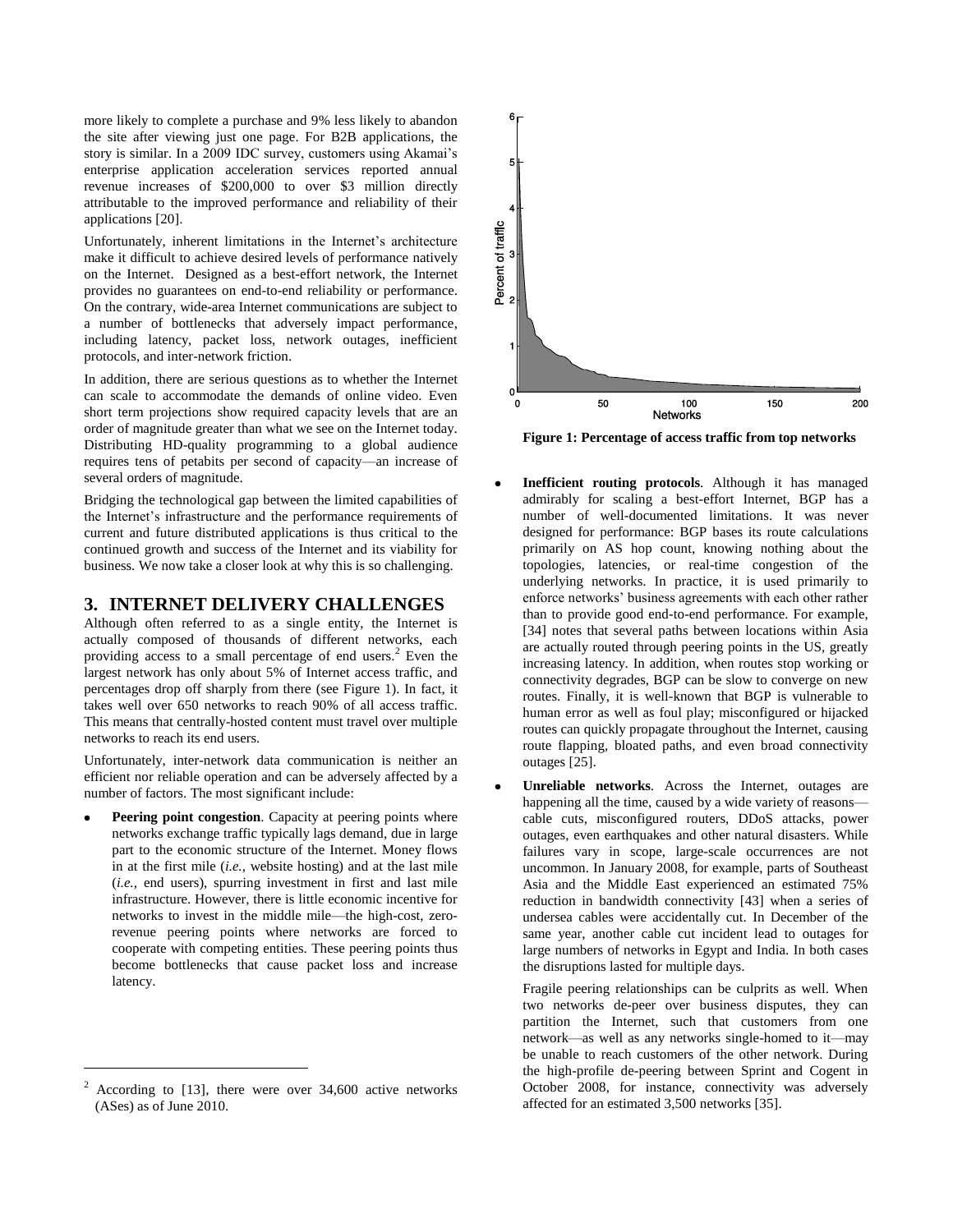more likely to complete a purchase and 9% less likely to abandon the site after viewing just one page. For B2B applications, the story is similar. In a 2009 IDC survey, customers using Akamai's enterprise application acceleration services reported annual revenue increases of $200,000 to over $3 million directly attributable to the improved performance and reliability of their applications [20].

Unfortunately, inherent limitations in the Internet's architecture make it difficult to achieve desired levels of performance natively on the Internet. Designed as a best-effort network, the Internet provides no guarantees on end-to-end reliability or performance. On the contrary, wide-area Internet communications are subject to a number of bottlenecks that adversely impact performance, including latency, packet loss, network outages, inefficient protocols, and inter-network friction.

In addition, there are serious questions as to whether the Internet can scale to accommodate the demands of online video. Even short term projections show required capacity levels that are an order of magnitude greater than what we see on the Internet today. Distributing HD-quality programming to a global audience requires tens of petabits per second of capacity—an increase of several orders of magnitude.

Bridging the technological gap between the limited capabilities of the Internet's infrastructure and the performance requirements of current and future distributed applications is thus critical to the continued growth and success of the Internet and its viability for business. We now take a closer look at why this is so challenging.

## 3. INTERNET DELIVERY CHALLENGES

Although often referred to as a single entity, the Internet is actually composed of thousands of different networks, each providing access to a small percentage of end users.[2] Even the largest network has only about 5% of Internet access traffic, and percentages drop off sharply from there (see Figure 1). In fact, it takes well over 650 networks to reach 90% of all access traffic. This means that centrally-hosted content must travel over multiple networks to reach its end users.

Unfortunately, inter-network data communication is neither an efficient nor reliable operation and can be adversely affected by a number of factors. The most significant include:

- **Peering point congestion**. Capacity at peering points where networks exchange traffic typically lags demand, due in large part to the economic structure of the Internet. Money flows in at the first mile (*i.e.,* website hosting) and at the last mile (*i.e.,* end users), spurring investment in first and last mile infrastructure. However, there is little economic incentive for networks to invest in the middle mile—the high-cost, zero-revenue peering points where networks are forced to cooperate with competing entities. These peering points thus become bottlenecks that cause packet loss and increase latency.

**Figure 1: Percentage of access traffic from top networks**

- **Inefficient routing protocols**. Although it has managed admirably for scaling a best-effort Internet, BGP has a number of well-documented limitations. It was never designed for performance: BGP bases its route calculations primarily on AS hop count, knowing nothing about the topologies, latencies, or real-time congestion of the underlying networks. In practice, it is used primarily to enforce networks' business agreements with each other rather than to provide good end-to-end performance. For example, [34] notes that several paths between locations within Asia are actually routed through peering points in the US, greatly increasing latency. In addition, when routes stop working or connectivity degrades, BGP can be slow to converge on new routes. Finally, it is well-known that BGP is vulnerable to human error as well as foul play; misconfigured or hijacked routes can quickly propagate throughout the Internet, causing route flapping, bloated paths, and even broad connectivity outages [25].
- **Unreliable networks**. Across the Internet, outages are happening all the time, caused by a wide variety of reasons—cable cuts, misconfigured routers, DDoS attacks, power outages, even earthquakes and other natural disasters. While failures vary in scope, large-scale occurrences are not uncommon. In January 2008, for example, parts of Southeast Asia and the Middle East experienced an estimated 75% reduction in bandwidth connectivity [43] when a series of undersea cables were accidentally cut. In December of the same year, another cable cut incident lead to outages for large numbers of networks in Egypt and India. In both cases the disruptions lasted for multiple days.

  Fragile peering relationships can be culprits as well. When two networks de-peer over business disputes, they can partition the Internet, such that customers from one network—as well as any networks single-homed to it—may be unable to reach customers of the other network. During the high-profile de-peering between Sprint and Cogent in October 2008, for instance, connectivity was adversely affected for an estimated 3,500 networks [35].

[2] According to [13], there were over 34,600 active networks (ASes) as of June 2010.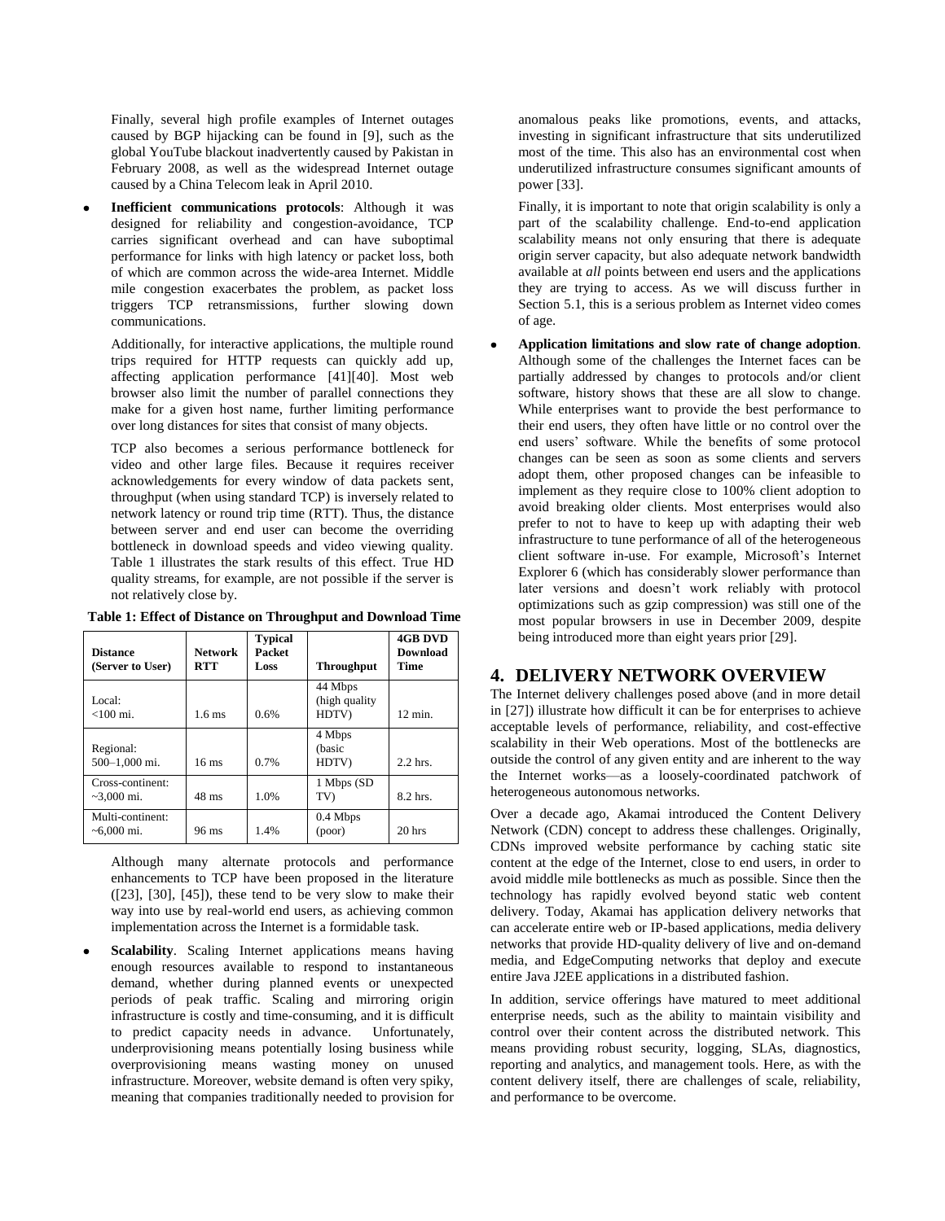Finally, several high profile examples of Internet outages caused by BGP hijacking can be found in [9], such as the global YouTube blackout inadvertently caused by Pakistan in February 2008, as well as the widespread Internet outage caused by a China Telecom leak in April 2010.

- **Inefficient communications protocols**: Although it was designed for reliability and congestion-avoidance, TCP carries significant overhead and can have suboptimal performance for links with high latency or packet loss, both of which are common across the wide-area Internet. Middle mile congestion exacerbates the problem, as packet loss triggers TCP retransmissions, further slowing down communications.

  Additionally, for interactive applications, the multiple round trips required for HTTP requests can quickly add up, affecting application performance [41][40]. Most web browser also limit the number of parallel connections they make for a given host name, further limiting performance over long distances for sites that consist of many objects.

  TCP also becomes a serious performance bottleneck for video and other large files. Because it requires receiver acknowledgements for every window of data packets sent, throughput (when using standard TCP) is inversely related to network latency or round trip time (RTT). Thus, the distance between server and end user can become the overriding bottleneck in download speeds and video viewing quality. Table 1 illustrates the stark results of this effect. True HD quality streams, for example, are not possible if the server is not relatively close by.

**Table 1: Effect of Distance on Throughput and Download Time**

| Distance (Server to User) | Network RTT | Typical Packet Loss | Throughput | 4GB DVD Download Time |
|---|---|---|---|---|
| Local: <100 mi. | 1.6 ms | 0.6% | 44 Mbps (high quality HDTV) | 12 min. |
| Regional: 500–1,000 mi. | 16 ms | 0.7% | 4 Mbps (basic HDTV) | 2.2 hrs. |
| Cross-continent: ~3,000 mi. | 48 ms | 1.0% | 1 Mbps (SD TV) | 8.2 hrs. |
| Multi-continent: ~6,000 mi. | 96 ms | 1.4% | 0.4 Mbps (poor) | 20 hrs |

  Although many alternate protocols and performance enhancements to TCP have been proposed in the literature ([23], [30], [45]), these tend to be very slow to make their way into use by real-world end users, as achieving common implementation across the Internet is a formidable task.

- **Scalability**. Scaling Internet applications means having enough resources available to respond to instantaneous demand, whether during planned events or unexpected periods of peak traffic. Scaling and mirroring origin infrastructure is costly and time-consuming, and it is difficult to predict capacity needs in advance. Unfortunately, underprovisioning means potentially losing business while overprovisioning means wasting money on unused infrastructure. Moreover, website demand is often very spiky, meaning that companies traditionally needed to provision for anomalous peaks like promotions, events, and attacks, investing in significant infrastructure that sits underutilized most of the time. This also has an environmental cost when underutilized infrastructure consumes significant amounts of power [33].

  Finally, it is important to note that origin scalability is only a part of the scalability challenge. End-to-end application scalability means not only ensuring that there is adequate origin server capacity, but also adequate network bandwidth available at *all* points between end users and the applications they are trying to access. As we will discuss further in Section 5.1, this is a serious problem as Internet video comes of age.

- **Application limitations and slow rate of change adoption**. Although some of the challenges the Internet faces can be partially addressed by changes to protocols and/or client software, history shows that these are all slow to change. While enterprises want to provide the best performance to their end users, they often have little or no control over the end users' software. While the benefits of some protocol changes can be seen as soon as some clients and servers adopt them, other proposed changes can be infeasible to implement as they require close to 100% client adoption to avoid breaking older clients. Most enterprises would also prefer to not to have to keep up with adapting their web infrastructure to tune performance of all of the heterogeneous client software in-use. For example, Microsoft's Internet Explorer 6 (which has considerably slower performance than later versions and doesn't work reliably with protocol optimizations such as gzip compression) was still one of the most popular browsers in use in December 2009, despite being introduced more than eight years prior [29].

## 4. DELIVERY NETWORK OVERVIEW

The Internet delivery challenges posed above (and in more detail in [27]) illustrate how difficult it can be for enterprises to achieve acceptable levels of performance, reliability, and cost-effective scalability in their Web operations. Most of the bottlenecks are outside the control of any given entity and are inherent to the way the Internet works—as a loosely-coordinated patchwork of heterogeneous autonomous networks.

Over a decade ago, Akamai introduced the Content Delivery Network (CDN) concept to address these challenges. Originally, CDNs improved website performance by caching static site content at the edge of the Internet, close to end users, in order to avoid middle mile bottlenecks as much as possible. Since then the technology has rapidly evolved beyond static web content delivery. Today, Akamai has application delivery networks that can accelerate entire web or IP-based applications, media delivery networks that provide HD-quality delivery of live and on-demand media, and EdgeComputing networks that deploy and execute entire Java J2EE applications in a distributed fashion.

In addition, service offerings have matured to meet additional enterprise needs, such as the ability to maintain visibility and control over their content across the distributed network. This means providing robust security, logging, SLAs, diagnostics, reporting and analytics, and management tools. Here, as with the content delivery itself, there are challenges of scale, reliability, and performance to be overcome.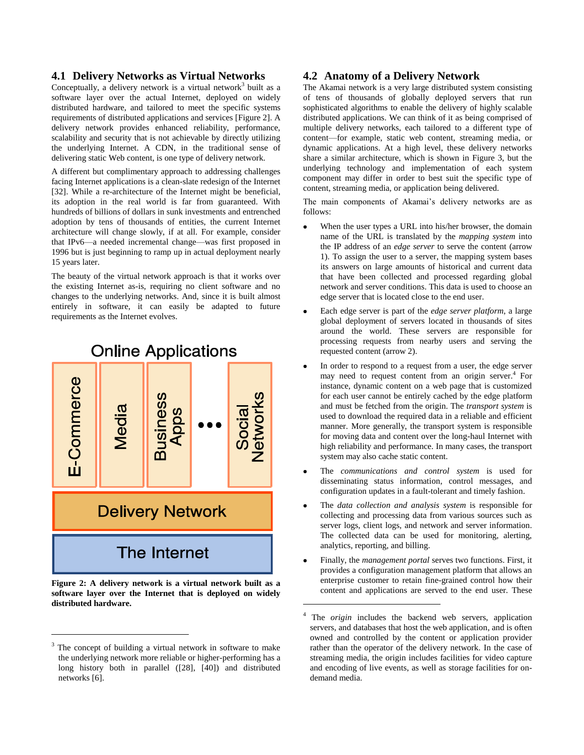## 4.1 Delivery Networks as Virtual Networks

Conceptually, a delivery network is a virtual network[3] built as a software layer over the actual Internet, deployed on widely distributed hardware, and tailored to meet the specific systems requirements of distributed applications and services [Figure 2]. A delivery network provides enhanced reliability, performance, scalability and security that is not achievable by directly utilizing the underlying Internet. A CDN, in the traditional sense of delivering static Web content, is one type of delivery network.

A different but complimentary approach to addressing challenges facing Internet applications is a clean-slate redesign of the Internet [32]. While a re-architecture of the Internet might be beneficial, its adoption in the real world is far from guaranteed. With hundreds of billions of dollars in sunk investments and entrenched adoption by tens of thousands of entities, the current Internet architecture will change slowly, if at all. For example, consider that IPv6—a needed incremental change—was first proposed in 1996 but is just beginning to ramp up in actual deployment nearly 15 years later.

The beauty of the virtual network approach is that it works over the existing Internet as-is, requiring no client software and no changes to the underlying networks. And, since it is built almost entirely in software, it can easily be adapted to future requirements as the Internet evolves.

Online Applications

E-Commerce

Media

Business Apps

•••

Social Networks

Delivery Network

The Internet

**Figure 2: A delivery network is a virtual network built as a software layer over the Internet that is deployed on widely distributed hardware.**

[3] The concept of building a virtual network in software to make the underlying network more reliable or higher-performing has a long history both in parallel ([28], [40]) and distributed networks [6].

## 4.2 Anatomy of a Delivery Network

The Akamai network is a very large distributed system consisting of tens of thousands of globally deployed servers that run sophisticated algorithms to enable the delivery of highly scalable distributed applications. We can think of it as being comprised of multiple delivery networks, each tailored to a different type of content—for example, static web content, streaming media, or dynamic applications. At a high level, these delivery networks share a similar architecture, which is shown in Figure 3, but the underlying technology and implementation of each system component may differ in order to best suit the specific type of content, streaming media, or application being delivered.

The main components of Akamai's delivery networks are as follows:

- When the user types a URL into his/her browser, the domain name of the URL is translated by the *mapping system* into the IP address of an *edge server* to serve the content (arrow 1). To assign the user to a server, the mapping system bases its answers on large amounts of historical and current data that have been collected and processed regarding global network and server conditions. This data is used to choose an edge server that is located close to the end user.
- Each edge server is part of the *edge server platform*, a large global deployment of servers located in thousands of sites around the world. These servers are responsible for processing requests from nearby users and serving the requested content (arrow 2).
- In order to respond to a request from a user, the edge server may need to request content from an origin server.[4] For instance, dynamic content on a web page that is customized for each user cannot be entirely cached by the edge platform and must be fetched from the origin. The *transport system* is used to download the required data in a reliable and efficient manner. More generally, the transport system is responsible for moving data and content over the long-haul Internet with high reliability and performance. In many cases, the transport system may also cache static content.
- The *communications and control system* is used for disseminating status information, control messages, and configuration updates in a fault-tolerant and timely fashion.
- The *data collection and analysis system* is responsible for collecting and processing data from various sources such as server logs, client logs, and network and server information. The collected data can be used for monitoring, alerting, analytics, reporting, and billing.
- Finally, the *management portal* serves two functions. First, it provides a configuration management platform that allows an enterprise customer to retain fine-grained control how their content and applications are served to the end user. These

[4] The *origin* includes the backend web servers, application servers, and databases that host the web application, and is often owned and controlled by the content or application provider rather than the operator of the delivery network. In the case of streaming media, the origin includes facilities for video capture and encoding of live events, as well as storage facilities for on-demand media.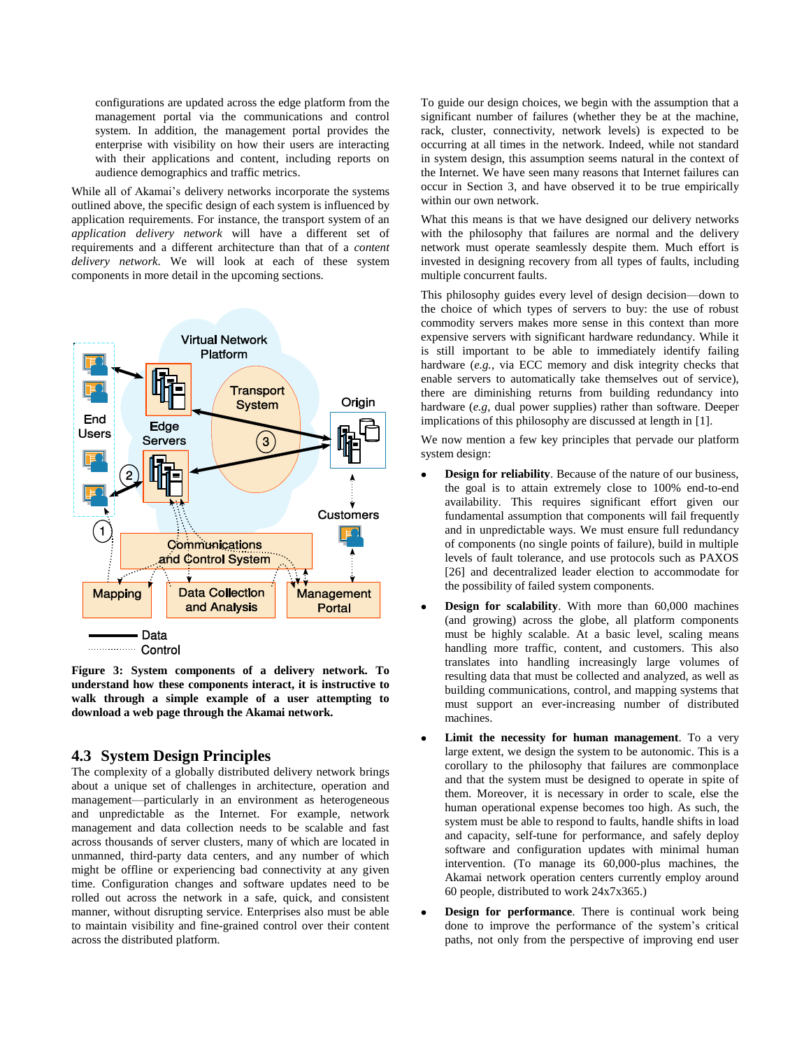configurations are updated across the edge platform from the management portal via the communications and control system. In addition, the management portal provides the enterprise with visibility on how their users are interacting with their applications and content, including reports on audience demographics and traffic metrics.

While all of Akamai's delivery networks incorporate the systems outlined above, the specific design of each system is influenced by application requirements. For instance, the transport system of an *application delivery network* will have a different set of requirements and a different architecture than that of a *content delivery network*. We will look at each of these system components in more detail in the upcoming sections.

Virtual Network Platform

Transport System

Origin

End Users

Edge Servers

3

2

Customers

1

Communications and Control System

Mapping

Data Collection and Analysis

Management Portal

Data

Control

**Figure 3: System components of a delivery network. To understand how these components interact, it is instructive to walk through a simple example of a user attempting to download a web page through the Akamai network.**

## 4.3 System Design Principles

The complexity of a globally distributed delivery network brings about a unique set of challenges in architecture, operation and management—particularly in an environment as heterogeneous and unpredictable as the Internet. For example, network management and data collection needs to be scalable and fast across thousands of server clusters, many of which are located in unmanned, third-party data centers, and any number of which might be offline or experiencing bad connectivity at any given time. Configuration changes and software updates need to be rolled out across the network in a safe, quick, and consistent manner, without disrupting service. Enterprises also must be able to maintain visibility and fine-grained control over their content across the distributed platform.

To guide our design choices, we begin with the assumption that a significant number of failures (whether they be at the machine, rack, cluster, connectivity, network levels) is expected to be occurring at all times in the network. Indeed, while not standard in system design, this assumption seems natural in the context of the Internet. We have seen many reasons that Internet failures can occur in Section 3, and have observed it to be true empirically within our own network.

What this means is that we have designed our delivery networks with the philosophy that failures are normal and the delivery network must operate seamlessly despite them. Much effort is invested in designing recovery from all types of faults, including multiple concurrent faults.

This philosophy guides every level of design decision—down to the choice of which types of servers to buy: the use of robust commodity servers makes more sense in this context than more expensive servers with significant hardware redundancy. While it is still important to be able to immediately identify failing hardware (*e.g.*, via ECC memory and disk integrity checks that enable servers to automatically take themselves out of service), there are diminishing returns from building redundancy into hardware (*e.g*, dual power supplies) rather than software. Deeper implications of this philosophy are discussed at length in [1].

We now mention a few key principles that pervade our platform system design:

- **Design for reliability**. Because of the nature of our business, the goal is to attain extremely close to 100% end-to-end availability. This requires significant effort given our fundamental assumption that components will fail frequently and in unpredictable ways. We must ensure full redundancy of components (no single points of failure), build in multiple levels of fault tolerance, and use protocols such as PAXOS [26] and decentralized leader election to accommodate for the possibility of failed system components.
- **Design for scalability**. With more than 60,000 machines (and growing) across the globe, all platform components must be highly scalable. At a basic level, scaling means handling more traffic, content, and customers. This also translates into handling increasingly large volumes of resulting data that must be collected and analyzed, as well as building communications, control, and mapping systems that must support an ever-increasing number of distributed machines.
- **Limit the necessity for human management**. To a very large extent, we design the system to be autonomic. This is a corollary to the philosophy that failures are commonplace and that the system must be designed to operate in spite of them. Moreover, it is necessary in order to scale, else the human operational expense becomes too high. As such, the system must be able to respond to faults, handle shifts in load and capacity, self-tune for performance, and safely deploy software and configuration updates with minimal human intervention. (To manage its 60,000-plus machines, the Akamai network operation centers currently employ around 60 people, distributed to work 24x7x365.)
- **Design for performance**. There is continual work being done to improve the performance of the system's critical paths, not only from the perspective of improving end user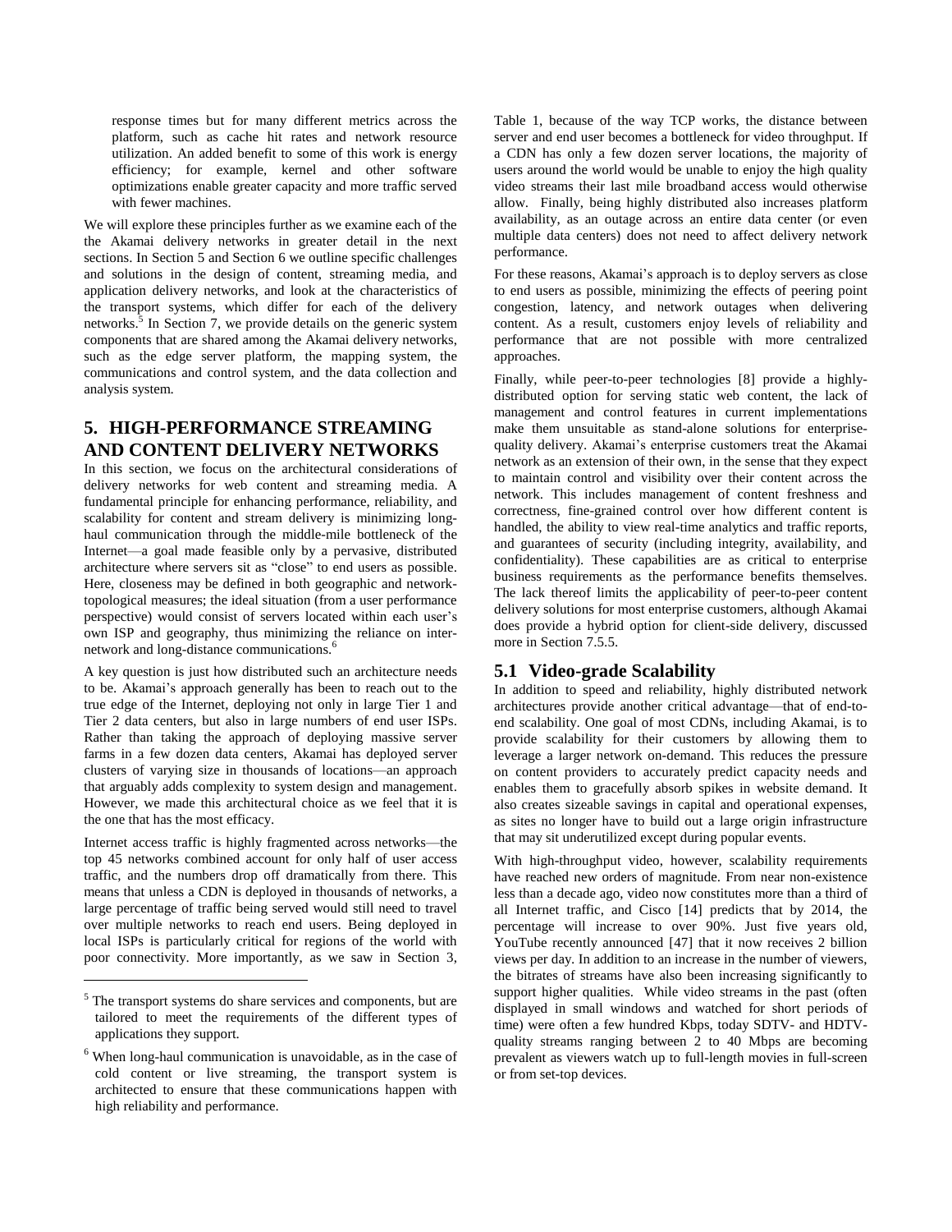response times but for many different metrics across the platform, such as cache hit rates and network resource utilization. An added benefit to some of this work is energy efficiency; for example, kernel and other software optimizations enable greater capacity and more traffic served with fewer machines.

We will explore these principles further as we examine each of the the Akamai delivery networks in greater detail in the next sections. In Section 5 and Section 6 we outline specific challenges and solutions in the design of content, streaming media, and application delivery networks, and look at the characteristics of the transport systems, which differ for each of the delivery networks.[5] In Section 7, we provide details on the generic system components that are shared among the Akamai delivery networks, such as the edge server platform, the mapping system, the communications and control system, and the data collection and analysis system.

## 5. HIGH-PERFORMANCE STREAMING AND CONTENT DELIVERY NETWORKS

In this section, we focus on the architectural considerations of delivery networks for web content and streaming media. A fundamental principle for enhancing performance, reliability, and scalability for content and stream delivery is minimizing long-haul communication through the middle-mile bottleneck of the Internet—a goal made feasible only by a pervasive, distributed architecture where servers sit as "close" to end users as possible. Here, closeness may be defined in both geographic and network-topological measures; the ideal situation (from a user performance perspective) would consist of servers located within each user's own ISP and geography, thus minimizing the reliance on inter-network and long-distance communications.[6]

A key question is just how distributed such an architecture needs to be. Akamai's approach generally has been to reach out to the true edge of the Internet, deploying not only in large Tier 1 and Tier 2 data centers, but also in large numbers of end user ISPs. Rather than taking the approach of deploying massive server farms in a few dozen data centers, Akamai has deployed server clusters of varying size in thousands of locations—an approach that arguably adds complexity to system design and management. However, we made this architectural choice as we feel that it is the one that has the most efficacy.

Internet access traffic is highly fragmented across networks—the top 45 networks combined account for only half of user access traffic, and the numbers drop off dramatically from there. This means that unless a CDN is deployed in thousands of networks, a large percentage of traffic being served would still need to travel over multiple networks to reach end users. Being deployed in local ISPs is particularly critical for regions of the world with poor connectivity. More importantly, as we saw in Section 3, Table 1, because of the way TCP works, the distance between server and end user becomes a bottleneck for video throughput. If a CDN has only a few dozen server locations, the majority of users around the world would be unable to enjoy the high quality video streams their last mile broadband access would otherwise allow. Finally, being highly distributed also increases platform availability, as an outage across an entire data center (or even multiple data centers) does not need to affect delivery network performance.

For these reasons, Akamai's approach is to deploy servers as close to end users as possible, minimizing the effects of peering point congestion, latency, and network outages when delivering content. As a result, customers enjoy levels of reliability and performance that are not possible with more centralized approaches.

Finally, while peer-to-peer technologies [8] provide a highly-distributed option for serving static web content, the lack of management and control features in current implementations make them unsuitable as stand-alone solutions for enterprise-quality delivery. Akamai's enterprise customers treat the Akamai network as an extension of their own, in the sense that they expect to maintain control and visibility over their content across the network. This includes management of content freshness and correctness, fine-grained control over how different content is handled, the ability to view real-time analytics and traffic reports, and guarantees of security (including integrity, availability, and confidentiality). These capabilities are as critical to enterprise business requirements as the performance benefits themselves. The lack thereof limits the applicability of peer-to-peer content delivery solutions for most enterprise customers, although Akamai does provide a hybrid option for client-side delivery, discussed more in Section 7.5.5.

### 5.1 Video-grade Scalability

In addition to speed and reliability, highly distributed network architectures provide another critical advantage—that of end-to-end scalability. One goal of most CDNs, including Akamai, is to provide scalability for their customers by allowing them to leverage a larger network on-demand. This reduces the pressure on content providers to accurately predict capacity needs and enables them to gracefully absorb spikes in website demand. It also creates sizeable savings in capital and operational expenses, as sites no longer have to build out a large origin infrastructure that may sit underutilized except during popular events.

With high-throughput video, however, scalability requirements have reached new orders of magnitude. From near non-existence less than a decade ago, video now constitutes more than a third of all Internet traffic, and Cisco [14] predicts that by 2014, the percentage will increase to over 90%. Just five years old, YouTube recently announced [47] that it now receives 2 billion views per day. In addition to an increase in the number of viewers, the bitrates of streams have also been increasing significantly to support higher qualities. While video streams in the past (often displayed in small windows and watched for short periods of time) were often a few hundred Kbps, today SDTV- and HDTV-quality streams ranging between 2 to 40 Mbps are becoming prevalent as viewers watch up to full-length movies in full-screen or from set-top devices.

[5] The transport systems do share services and components, but are tailored to meet the requirements of the different types of applications they support.

[6] When long-haul communication is unavoidable, as in the case of cold content or live streaming, the transport system is architected to ensure that these communications happen with high reliability and performance.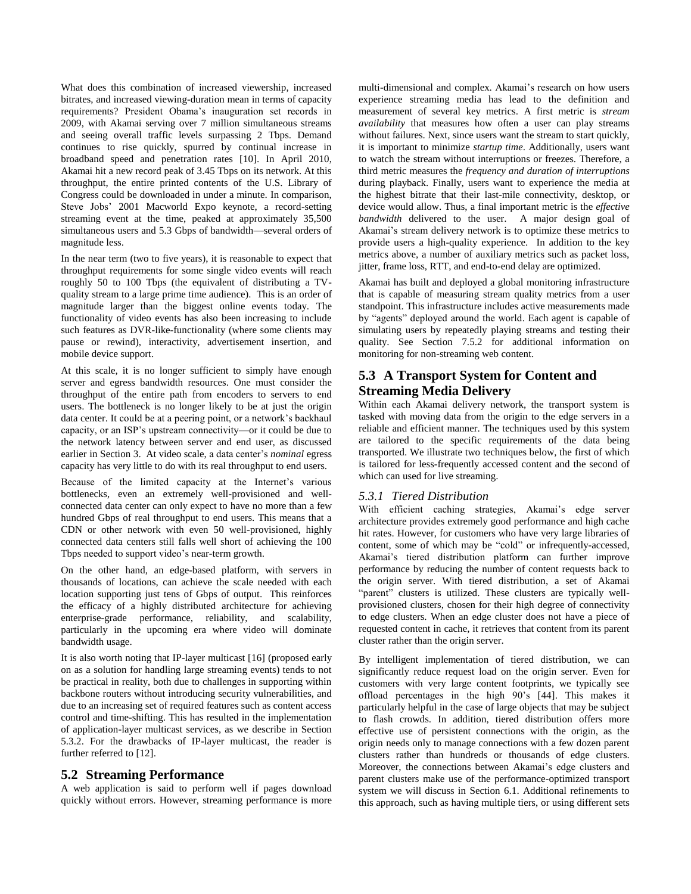What does this combination of increased viewership, increased bitrates, and increased viewing-duration mean in terms of capacity requirements? President Obama's inauguration set records in 2009, with Akamai serving over 7 million simultaneous streams and seeing overall traffic levels surpassing 2 Tbps. Demand continues to rise quickly, spurred by continual increase in broadband speed and penetration rates [10]. In April 2010, Akamai hit a new record peak of 3.45 Tbps on its network. At this throughput, the entire printed contents of the U.S. Library of Congress could be downloaded in under a minute. In comparison, Steve Jobs' 2001 Macworld Expo keynote, a record-setting streaming event at the time, peaked at approximately 35,500 simultaneous users and 5.3 Gbps of bandwidth—several orders of magnitude less.

In the near term (two to five years), it is reasonable to expect that throughput requirements for some single video events will reach roughly 50 to 100 Tbps (the equivalent of distributing a TV-quality stream to a large prime time audience). This is an order of magnitude larger than the biggest online events today. The functionality of video events has also been increasing to include such features as DVR-like-functionality (where some clients may pause or rewind), interactivity, advertisement insertion, and mobile device support.

At this scale, it is no longer sufficient to simply have enough server and egress bandwidth resources. One must consider the throughput of the entire path from encoders to servers to end users. The bottleneck is no longer likely to be at just the origin data center. It could be at a peering point, or a network's backhaul capacity, or an ISP's upstream connectivity—or it could be due to the network latency between server and end user, as discussed earlier in Section 3. At video scale, a data center's *nominal* egress capacity has very little to do with its real throughput to end users.

Because of the limited capacity at the Internet's various bottlenecks, even an extremely well-provisioned and well-connected data center can only expect to have no more than a few hundred Gbps of real throughput to end users. This means that a CDN or other network with even 50 well-provisioned, highly connected data centers still falls well short of achieving the 100 Tbps needed to support video's near-term growth.

On the other hand, an edge-based platform, with servers in thousands of locations, can achieve the scale needed with each location supporting just tens of Gbps of output. This reinforces the efficacy of a highly distributed architecture for achieving enterprise-grade performance, reliability, and scalability, particularly in the upcoming era where video will dominate bandwidth usage.

It is also worth noting that IP-layer multicast [16] (proposed early on as a solution for handling large streaming events) tends to not be practical in reality, both due to challenges in supporting within backbone routers without introducing security vulnerabilities, and due to an increasing set of required features such as content access control and time-shifting. This has resulted in the implementation of application-layer multicast services, as we describe in Section 5.3.2. For the drawbacks of IP-layer multicast, the reader is further referred to [12].

## 5.2 Streaming Performance

A web application is said to perform well if pages download quickly without errors. However, streaming performance is more multi-dimensional and complex. Akamai's research on how users experience streaming media has lead to the definition and measurement of several key metrics. A first metric is *stream availability* that measures how often a user can play streams without failures. Next, since users want the stream to start quickly, it is important to minimize *startup time*. Additionally, users want to watch the stream without interruptions or freezes. Therefore, a third metric measures the *frequency and duration of interruptions* during playback. Finally, users want to experience the media at the highest bitrate that their last-mile connectivity, desktop, or device would allow. Thus, a final important metric is the *effective bandwidth* delivered to the user. A major design goal of Akamai's stream delivery network is to optimize these metrics to provide users a high-quality experience. In addition to the key metrics above, a number of auxiliary metrics such as packet loss, jitter, frame loss, RTT, and end-to-end delay are optimized.

Akamai has built and deployed a global monitoring infrastructure that is capable of measuring stream quality metrics from a user standpoint. This infrastructure includes active measurements made by "agents" deployed around the world. Each agent is capable of simulating users by repeatedly playing streams and testing their quality. See Section 7.5.2 for additional information on monitoring for non-streaming web content.

## 5.3 A Transport System for Content and Streaming Media Delivery

Within each Akamai delivery network, the transport system is tasked with moving data from the origin to the edge servers in a reliable and efficient manner. The techniques used by this system are tailored to the specific requirements of the data being transported. We illustrate two techniques below, the first of which is tailored for less-frequently accessed content and the second of which can used for live streaming.

### 5.3.1 Tiered Distribution

With efficient caching strategies, Akamai's edge server architecture provides extremely good performance and high cache hit rates. However, for customers who have very large libraries of content, some of which may be "cold" or infrequently-accessed, Akamai's tiered distribution platform can further improve performance by reducing the number of content requests back to the origin server. With tiered distribution, a set of Akamai "parent" clusters is utilized. These clusters are typically well-provisioned clusters, chosen for their high degree of connectivity to edge clusters. When an edge cluster does not have a piece of requested content in cache, it retrieves that content from its parent cluster rather than the origin server.

By intelligent implementation of tiered distribution, we can significantly reduce request load on the origin server. Even for customers with very large content footprints, we typically see offload percentages in the high 90's [44]. This makes it particularly helpful in the case of large objects that may be subject to flash crowds. In addition, tiered distribution offers more effective use of persistent connections with the origin, as the origin needs only to manage connections with a few dozen parent clusters rather than hundreds or thousands of edge clusters. Moreover, the connections between Akamai's edge clusters and parent clusters make use of the performance-optimized transport system we will discuss in Section 6.1. Additional refinements to this approach, such as having multiple tiers, or using different sets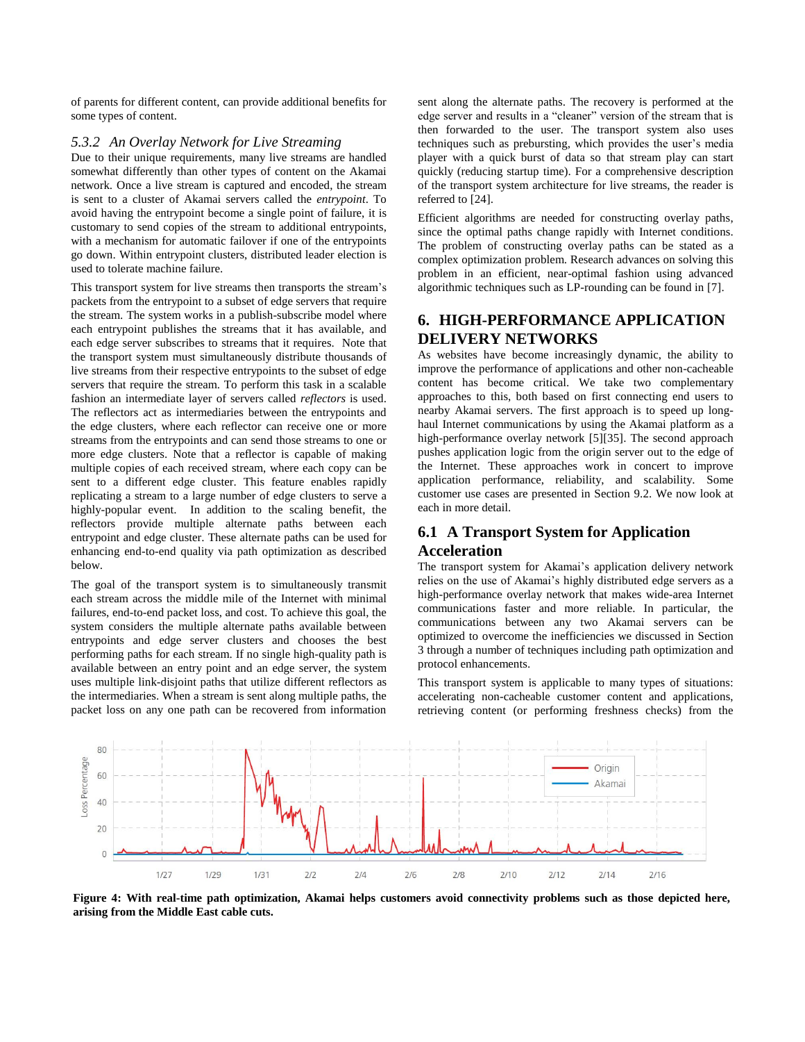of parents for different content, can provide additional benefits for some types of content.

### *5.3.2 An Overlay Network for Live Streaming*

Due to their unique requirements, many live streams are handled somewhat differently than other types of content on the Akamai network. Once a live stream is captured and encoded, the stream is sent to a cluster of Akamai servers called the *entrypoint*. To avoid having the entrypoint become a single point of failure, it is customary to send copies of the stream to additional entrypoints, with a mechanism for automatic failover if one of the entrypoints go down. Within entrypoint clusters, distributed leader election is used to tolerate machine failure.

This transport system for live streams then transports the stream's packets from the entrypoint to a subset of edge servers that require the stream. The system works in a publish-subscribe model where each entrypoint publishes the streams that it has available, and each edge server subscribes to streams that it requires. Note that the transport system must simultaneously distribute thousands of live streams from their respective entrypoints to the subset of edge servers that require the stream. To perform this task in a scalable fashion an intermediate layer of servers called *reflectors* is used. The reflectors act as intermediaries between the entrypoints and the edge clusters, where each reflector can receive one or more streams from the entrypoints and can send those streams to one or more edge clusters. Note that a reflector is capable of making multiple copies of each received stream, where each copy can be sent to a different edge cluster. This feature enables rapidly replicating a stream to a large number of edge clusters to serve a highly-popular event. In addition to the scaling benefit, the reflectors provide multiple alternate paths between each entrypoint and edge cluster. These alternate paths can be used for enhancing end-to-end quality via path optimization as described below.

The goal of the transport system is to simultaneously transmit each stream across the middle mile of the Internet with minimal failures, end-to-end packet loss, and cost. To achieve this goal, the system considers the multiple alternate paths available between entrypoints and edge server clusters and chooses the best performing paths for each stream. If no single high-quality path is available between an entry point and an edge server, the system uses multiple link-disjoint paths that utilize different reflectors as the intermediaries. When a stream is sent along multiple paths, the packet loss on any one path can be recovered from information sent along the alternate paths. The recovery is performed at the edge server and results in a "cleaner" version of the stream that is then forwarded to the user. The transport system also uses techniques such as prebursting, which provides the user's media player with a quick burst of data so that stream play can start quickly (reducing startup time). For a comprehensive description of the transport system architecture for live streams, the reader is referred to [24].

Efficient algorithms are needed for constructing overlay paths, since the optimal paths change rapidly with Internet conditions. The problem of constructing overlay paths can be stated as a complex optimization problem. Research advances on solving this problem in an efficient, near-optimal fashion using advanced algorithmic techniques such as LP-rounding can be found in [7].

## 6. HIGH-PERFORMANCE APPLICATION DELIVERY NETWORKS

As websites have become increasingly dynamic, the ability to improve the performance of applications and other non-cacheable content has become critical. We take two complementary approaches to this, both based on first connecting end users to nearby Akamai servers. The first approach is to speed up long-haul Internet communications by using the Akamai platform as a high-performance overlay network [5][35]. The second approach pushes application logic from the origin server out to the edge of the Internet. These approaches work in concert to improve application performance, reliability, and scalability. Some customer use cases are presented in Section 9.2. We now look at each in more detail.

### 6.1 A Transport System for Application Acceleration

The transport system for Akamai's application delivery network relies on the use of Akamai's highly distributed edge servers as a high-performance overlay network that makes wide-area Internet communications faster and more reliable. In particular, the communications between any two Akamai servers can be optimized to overcome the inefficiencies we discussed in Section 3 through a number of techniques including path optimization and protocol enhancements.

This transport system is applicable to many types of situations: accelerating non-cacheable customer content and applications, retrieving content (or performing freshness checks) from the

Loss Percentage
80
60
40
20
0
1/27 1/29 1/31 2/2 2/4 2/6 2/8 2/10 2/12 2/14 2/16
Origin
Akamai

**Figure 4: With real-time path optimization, Akamai helps customers avoid connectivity problems such as those depicted here, arising from the Middle East cable cuts.**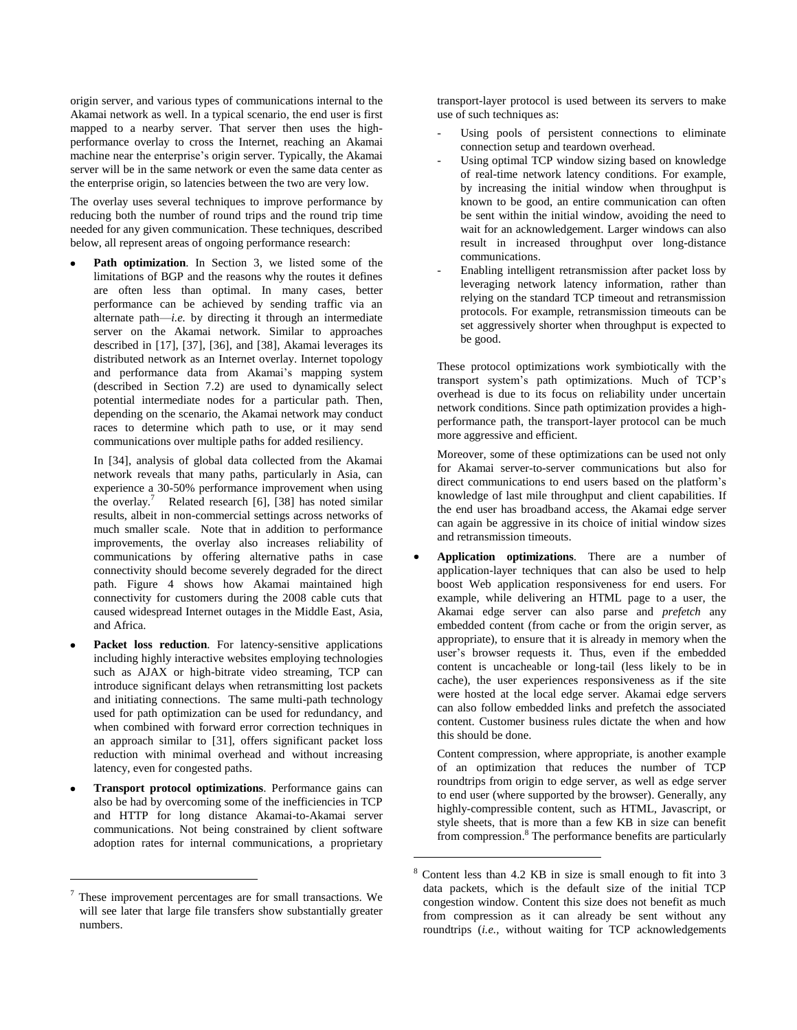origin server, and various types of communications internal to the Akamai network as well. In a typical scenario, the end user is first mapped to a nearby server. That server then uses the high-performance overlay to cross the Internet, reaching an Akamai machine near the enterprise's origin server. Typically, the Akamai server will be in the same network or even the same data center as the enterprise origin, so latencies between the two are very low.

The overlay uses several techniques to improve performance by reducing both the number of round trips and the round trip time needed for any given communication. These techniques, described below, all represent areas of ongoing performance research:

- **Path optimization**. In Section 3, we listed some of the limitations of BGP and the reasons why the routes it defines are often less than optimal. In many cases, better performance can be achieved by sending traffic via an alternate path—*i.e.* by directing it through an intermediate server on the Akamai network. Similar to approaches described in [17], [37], [36], and [38], Akamai leverages its distributed network as an Internet overlay. Internet topology and performance data from Akamai's mapping system (described in Section 7.2) are used to dynamically select potential intermediate nodes for a particular path. Then, depending on the scenario, the Akamai network may conduct races to determine which path to use, or it may send communications over multiple paths for added resiliency.

  In [34], analysis of global data collected from the Akamai network reveals that many paths, particularly in Asia, can experience a 30-50% performance improvement when using the overlay.[7] Related research [6], [38] has noted similar results, albeit in non-commercial settings across networks of much smaller scale. Note that in addition to performance improvements, the overlay also increases reliability of communications by offering alternative paths in case connectivity should become severely degraded for the direct path. Figure 4 shows how Akamai maintained high connectivity for customers during the 2008 cable cuts that caused widespread Internet outages in the Middle East, Asia, and Africa.

- **Packet loss reduction**. For latency-sensitive applications including highly interactive websites employing technologies such as AJAX or high-bitrate video streaming, TCP can introduce significant delays when retransmitting lost packets and initiating connections. The same multi-path technology used for path optimization can be used for redundancy, and when combined with forward error correction techniques in an approach similar to [31], offers significant packet loss reduction with minimal overhead and without increasing latency, even for congested paths.

- **Transport protocol optimizations**. Performance gains can also be had by overcoming some of the inefficiencies in TCP and HTTP for long distance Akamai-to-Akamai server communications. Not being constrained by client software adoption rates for internal communications, a proprietary transport-layer protocol is used between its servers to make use of such techniques as:

  - Using pools of persistent connections to eliminate connection setup and teardown overhead.
  - Using optimal TCP window sizing based on knowledge of real-time network latency conditions. For example, by increasing the initial window when throughput is known to be good, an entire communication can often be sent within the initial window, avoiding the need to wait for an acknowledgement. Larger windows can also result in increased throughput over long-distance communications.
  - Enabling intelligent retransmission after packet loss by leveraging network latency information, rather than relying on the standard TCP timeout and retransmission protocols. For example, retransmission timeouts can be set aggressively shorter when throughput is expected to be good.

  These protocol optimizations work symbiotically with the transport system's path optimizations. Much of TCP's overhead is due to its focus on reliability under uncertain network conditions. Since path optimization provides a high-performance path, the transport-layer protocol can be much more aggressive and efficient.

  Moreover, some of these optimizations can be used not only for Akamai server-to-server communications but also for direct communications to end users based on the platform's knowledge of last mile throughput and client capabilities. If the end user has broadband access, the Akamai edge server can again be aggressive in its choice of initial window sizes and retransmission timeouts.

- **Application optimizations**. There are a number of application-layer techniques that can also be used to help boost Web application responsiveness for end users. For example, while delivering an HTML page to a user, the Akamai edge server can also parse and *prefetch* any embedded content (from cache or from the origin server, as appropriate), to ensure that it is already in memory when the user's browser requests it. Thus, even if the embedded content is uncacheable or long-tail (less likely to be in cache), the user experiences responsiveness as if the site were hosted at the local edge server. Akamai edge servers can also follow embedded links and prefetch the associated content. Customer business rules dictate the when and how this should be done.

  Content compression, where appropriate, is another example of an optimization that reduces the number of TCP roundtrips from origin to edge server, as well as edge server to end user (where supported by the browser). Generally, any highly-compressible content, such as HTML, Javascript, or style sheets, that is more than a few KB in size can benefit from compression.[8] The performance benefits are particularly

[7] These improvement percentages are for small transactions. We will see later that large file transfers show substantially greater numbers.

[8] Content less than 4.2 KB in size is small enough to fit into 3 data packets, which is the default size of the initial TCP congestion window. Content this size does not benefit as much from compression as it can already be sent without any roundtrips (*i.e.*, without waiting for TCP acknowledgements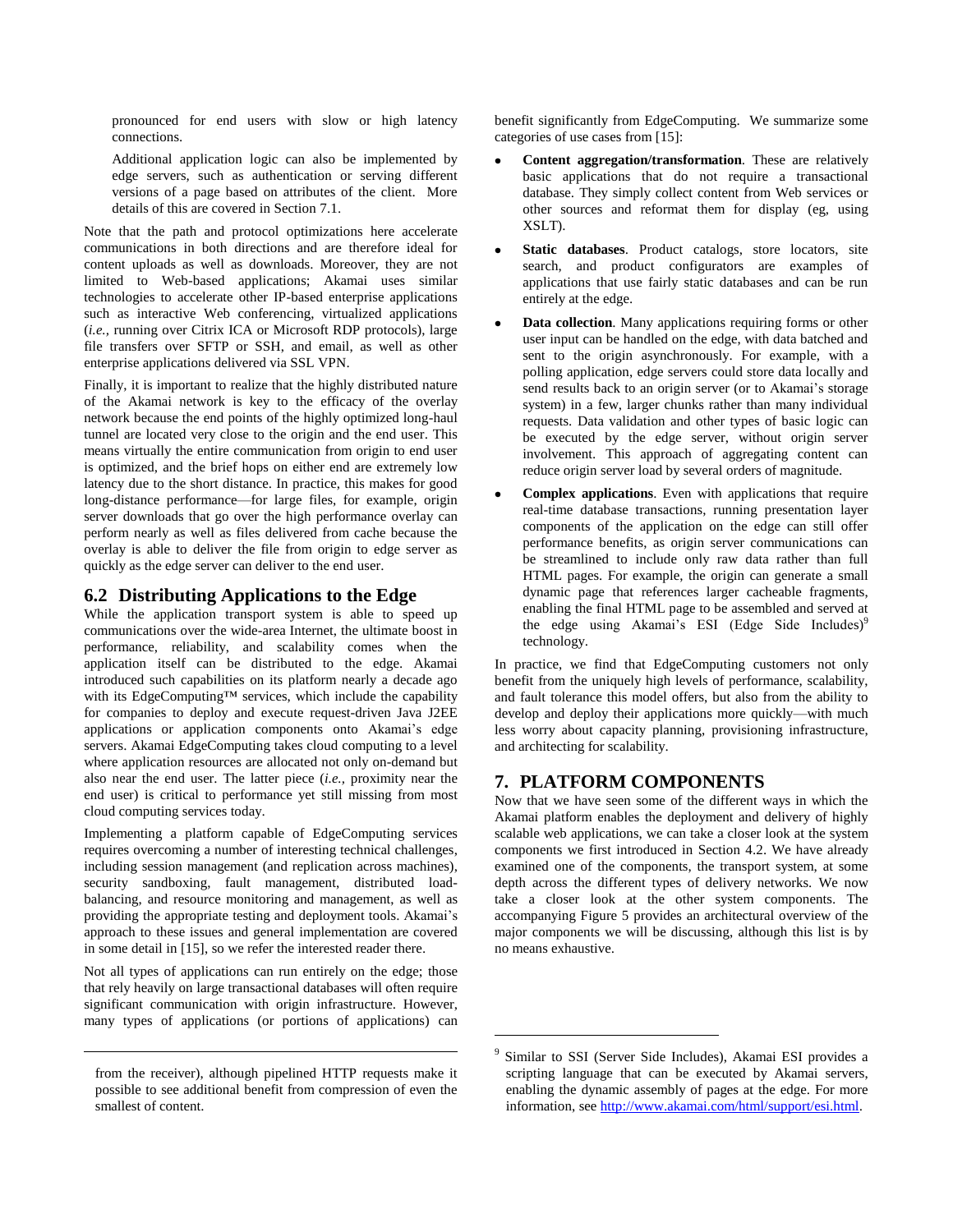pronounced for end users with slow or high latency connections.

Additional application logic can also be implemented by edge servers, such as authentication or serving different versions of a page based on attributes of the client. More details of this are covered in Section 7.1.

Note that the path and protocol optimizations here accelerate communications in both directions and are therefore ideal for content uploads as well as downloads. Moreover, they are not limited to Web-based applications; Akamai uses similar technologies to accelerate other IP-based enterprise applications such as interactive Web conferencing, virtualized applications (*i.e.*, running over Citrix ICA or Microsoft RDP protocols), large file transfers over SFTP or SSH, and email, as well as other enterprise applications delivered via SSL VPN.

Finally, it is important to realize that the highly distributed nature of the Akamai network is key to the efficacy of the overlay network because the end points of the highly optimized long-haul tunnel are located very close to the origin and the end user. This means virtually the entire communication from origin to end user is optimized, and the brief hops on either end are extremely low latency due to the short distance. In practice, this makes for good long-distance performance—for large files, for example, origin server downloads that go over the high performance overlay can perform nearly as well as files delivered from cache because the overlay is able to deliver the file from origin to edge server as quickly as the edge server can deliver to the end user.

## 6.2 Distributing Applications to the Edge

While the application transport system is able to speed up communications over the wide-area Internet, the ultimate boost in performance, reliability, and scalability comes when the application itself can be distributed to the edge. Akamai introduced such capabilities on its platform nearly a decade ago with its EdgeComputing™ services, which include the capability for companies to deploy and execute request-driven Java J2EE applications or application components onto Akamai's edge servers. Akamai EdgeComputing takes cloud computing to a level where application resources are allocated not only on-demand but also near the end user. The latter piece (*i.e.*, proximity near the end user) is critical to performance yet still missing from most cloud computing services today.

Implementing a platform capable of EdgeComputing services requires overcoming a number of interesting technical challenges, including session management (and replication across machines), security sandboxing, fault management, distributed load-balancing, and resource monitoring and management, as well as providing the appropriate testing and deployment tools. Akamai's approach to these issues and general implementation are covered in some detail in [15], so we refer the interested reader there.

Not all types of applications can run entirely on the edge; those that rely heavily on large transactional databases will often require significant communication with origin infrastructure. However, many types of applications (or portions of applications) can benefit significantly from EdgeComputing. We summarize some categories of use cases from [15]:

- **Content aggregation/transformation**. These are relatively basic applications that do not require a transactional database. They simply collect content from Web services or other sources and reformat them for display (eg, using XSLT).
- **Static databases**. Product catalogs, store locators, site search, and product configurators are examples of applications that use fairly static databases and can be run entirely at the edge.
- **Data collection**. Many applications requiring forms or other user input can be handled on the edge, with data batched and sent to the origin asynchronously. For example, with a polling application, edge servers could store data locally and send results back to an origin server (or to Akamai's storage system) in a few, larger chunks rather than many individual requests. Data validation and other types of basic logic can be executed by the edge server, without origin server involvement. This approach of aggregating content can reduce origin server load by several orders of magnitude.
- **Complex applications**. Even with applications that require real-time database transactions, running presentation layer components of the application on the edge can still offer performance benefits, as origin server communications can be streamlined to include only raw data rather than full HTML pages. For example, the origin can generate a small dynamic page that references larger cacheable fragments, enabling the final HTML page to be assembled and served at the edge using Akamai's ESI (Edge Side Includes)[9] technology.

In practice, we find that EdgeComputing customers not only benefit from the uniquely high levels of performance, scalability, and fault tolerance this model offers, but also from the ability to develop and deploy their applications more quickly—with much less worry about capacity planning, provisioning infrastructure, and architecting for scalability.

# 7. PLATFORM COMPONENTS

Now that we have seen some of the different ways in which the Akamai platform enables the deployment and delivery of highly scalable web applications, we can take a closer look at the system components we first introduced in Section 4.2. We have already examined one of the components, the transport system, at some depth across the different types of delivery networks. We now take a closer look at the other system components. The accompanying Figure 5 provides an architectural overview of the major components we will be discussing, although this list is by no means exhaustive.

---

from the receiver), although pipelined HTTP requests make it possible to see additional benefit from compression of even the smallest of content.

[9] Similar to SSI (Server Side Includes), Akamai ESI provides a scripting language that can be executed by Akamai servers, enabling the dynamic assembly of pages at the edge. For more information, see http://www.akamai.com/html/support/esi.html.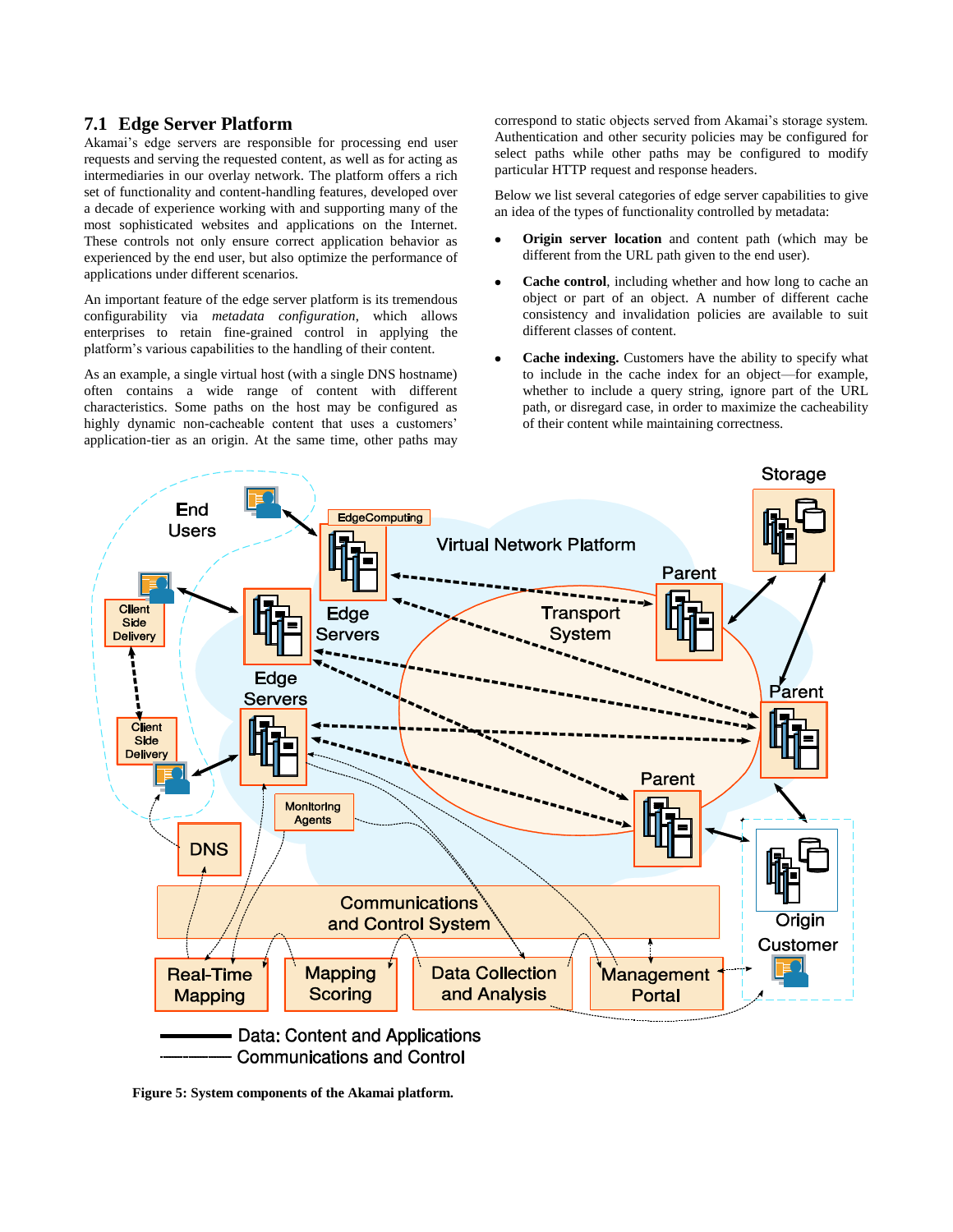## 7.1 Edge Server Platform

Akamai's edge servers are responsible for processing end user requests and serving the requested content, as well as for acting as intermediaries in our overlay network. The platform offers a rich set of functionality and content-handling features, developed over a decade of experience working with and supporting many of the most sophisticated websites and applications on the Internet. These controls not only ensure correct application behavior as experienced by the end user, but also optimize the performance of applications under different scenarios.

An important feature of the edge server platform is its tremendous configurability via *metadata configuration*, which allows enterprises to retain fine-grained control in applying the platform's various capabilities to the handling of their content.

As an example, a single virtual host (with a single DNS hostname) often contains a wide range of content with different characteristics. Some paths on the host may be configured as highly dynamic non-cacheable content that uses a customers' application-tier as an origin. At the same time, other paths may correspond to static objects served from Akamai's storage system. Authentication and other security policies may be configured for select paths while other paths may be configured to modify particular HTTP request and response headers.

Below we list several categories of edge server capabilities to give an idea of the types of functionality controlled by metadata:

- **Origin server location** and content path (which may be different from the URL path given to the end user).
- **Cache control**, including whether and how long to cache an object or part of an object. A number of different cache consistency and invalidation policies are available to suit different classes of content.
- **Cache indexing.** Customers have the ability to specify what to include in the cache index for an object—for example, whether to include a query string, ignore part of the URL path, or disregard case, in order to maximize the cacheability of their content while maintaining correctness.

**Figure 5: System components of the Akamai platform.**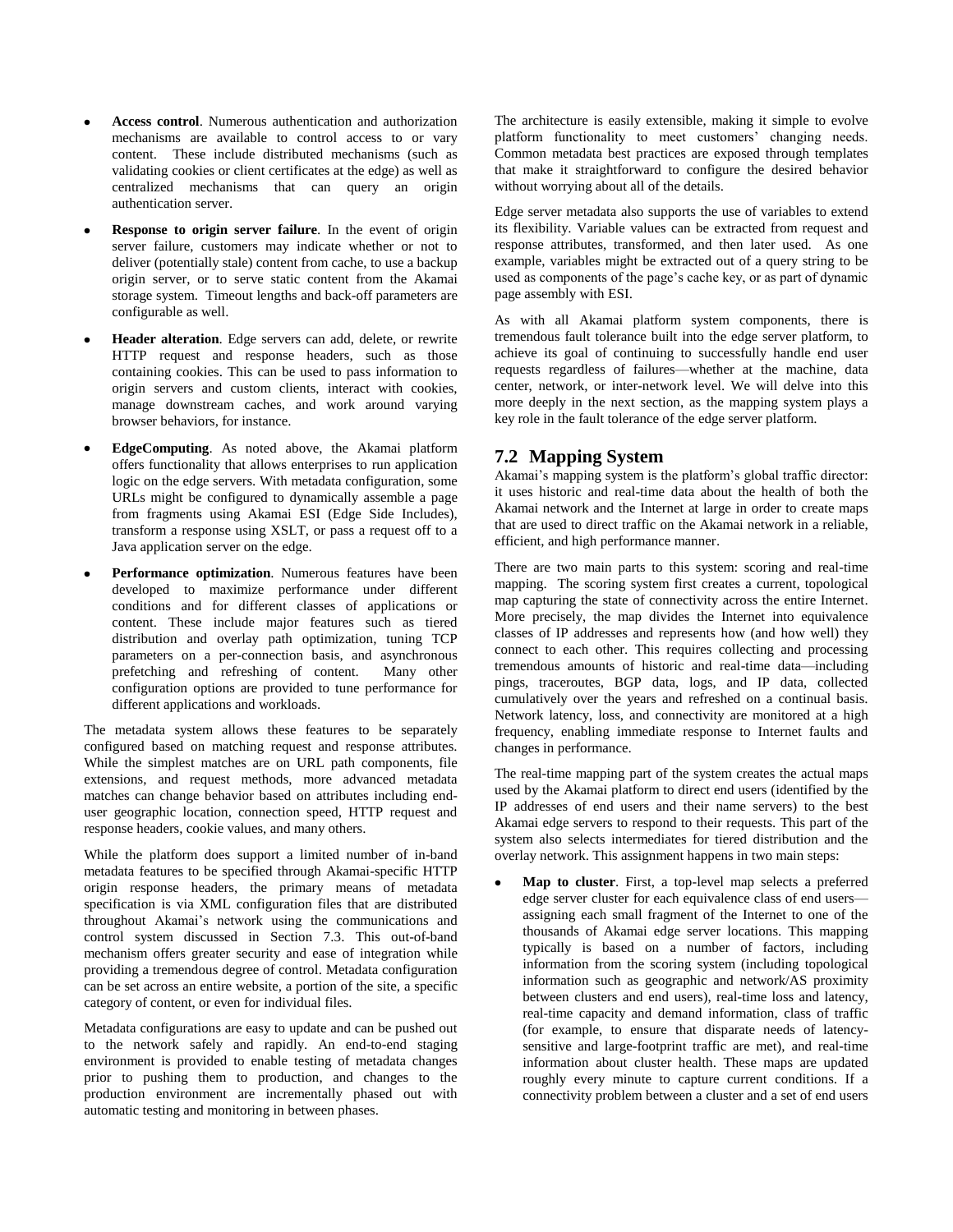- **Access control**. Numerous authentication and authorization mechanisms are available to control access to or vary content. These include distributed mechanisms (such as validating cookies or client certificates at the edge) as well as centralized mechanisms that can query an origin authentication server.
- **Response to origin server failure**. In the event of origin server failure, customers may indicate whether or not to deliver (potentially stale) content from cache, to use a backup origin server, or to serve static content from the Akamai storage system. Timeout lengths and back-off parameters are configurable as well.
- **Header alteration**. Edge servers can add, delete, or rewrite HTTP request and response headers, such as those containing cookies. This can be used to pass information to origin servers and custom clients, interact with cookies, manage downstream caches, and work around varying browser behaviors, for instance.
- **EdgeComputing**. As noted above, the Akamai platform offers functionality that allows enterprises to run application logic on the edge servers. With metadata configuration, some URLs might be configured to dynamically assemble a page from fragments using Akamai ESI (Edge Side Includes), transform a response using XSLT, or pass a request off to a Java application server on the edge.
- **Performance optimization**. Numerous features have been developed to maximize performance under different conditions and for different classes of applications or content. These include major features such as tiered distribution and overlay path optimization, tuning TCP parameters on a per-connection basis, and asynchronous prefetching and refreshing of content. Many other configuration options are provided to tune performance for different applications and workloads.

The metadata system allows these features to be separately configured based on matching request and response attributes. While the simplest matches are on URL path components, file extensions, and request methods, more advanced metadata matches can change behavior based on attributes including end-user geographic location, connection speed, HTTP request and response headers, cookie values, and many others.

While the platform does support a limited number of in-band metadata features to be specified through Akamai-specific HTTP origin response headers, the primary means of metadata specification is via XML configuration files that are distributed throughout Akamai's network using the communications and control system discussed in Section 7.3. This out-of-band mechanism offers greater security and ease of integration while providing a tremendous degree of control. Metadata configuration can be set across an entire website, a portion of the site, a specific category of content, or even for individual files.

Metadata configurations are easy to update and can be pushed out to the network safely and rapidly. An end-to-end staging environment is provided to enable testing of metadata changes prior to pushing them to production, and changes to the production environment are incrementally phased out with automatic testing and monitoring in between phases.

The architecture is easily extensible, making it simple to evolve platform functionality to meet customers' changing needs. Common metadata best practices are exposed through templates that make it straightforward to configure the desired behavior without worrying about all of the details.

Edge server metadata also supports the use of variables to extend its flexibility. Variable values can be extracted from request and response attributes, transformed, and then later used. As one example, variables might be extracted out of a query string to be used as components of the page's cache key, or as part of dynamic page assembly with ESI.

As with all Akamai platform system components, there is tremendous fault tolerance built into the edge server platform, to achieve its goal of continuing to successfully handle end user requests regardless of failures—whether at the machine, data center, network, or inter-network level. We will delve into this more deeply in the next section, as the mapping system plays a key role in the fault tolerance of the edge server platform.

## 7.2 Mapping System

Akamai's mapping system is the platform's global traffic director: it uses historic and real-time data about the health of both the Akamai network and the Internet at large in order to create maps that are used to direct traffic on the Akamai network in a reliable, efficient, and high performance manner.

There are two main parts to this system: scoring and real-time mapping. The scoring system first creates a current, topological map capturing the state of connectivity across the entire Internet. More precisely, the map divides the Internet into equivalence classes of IP addresses and represents how (and how well) they connect to each other. This requires collecting and processing tremendous amounts of historic and real-time data—including pings, traceroutes, BGP data, logs, and IP data, collected cumulatively over the years and refreshed on a continual basis. Network latency, loss, and connectivity are monitored at a high frequency, enabling immediate response to Internet faults and changes in performance.

The real-time mapping part of the system creates the actual maps used by the Akamai platform to direct end users (identified by the IP addresses of end users and their name servers) to the best Akamai edge servers to respond to their requests. This part of the system also selects intermediates for tiered distribution and the overlay network. This assignment happens in two main steps:

- **Map to cluster**. First, a top-level map selects a preferred edge server cluster for each equivalence class of end users—assigning each small fragment of the Internet to one of the thousands of Akamai edge server locations. This mapping typically is based on a number of factors, including information from the scoring system (including topological information such as geographic and network/AS proximity between clusters and end users), real-time loss and latency, real-time capacity and demand information, class of traffic (for example, to ensure that disparate needs of latency-sensitive and large-footprint traffic are met), and real-time information about cluster health. These maps are updated roughly every minute to capture current conditions. If a connectivity problem between a cluster and a set of end users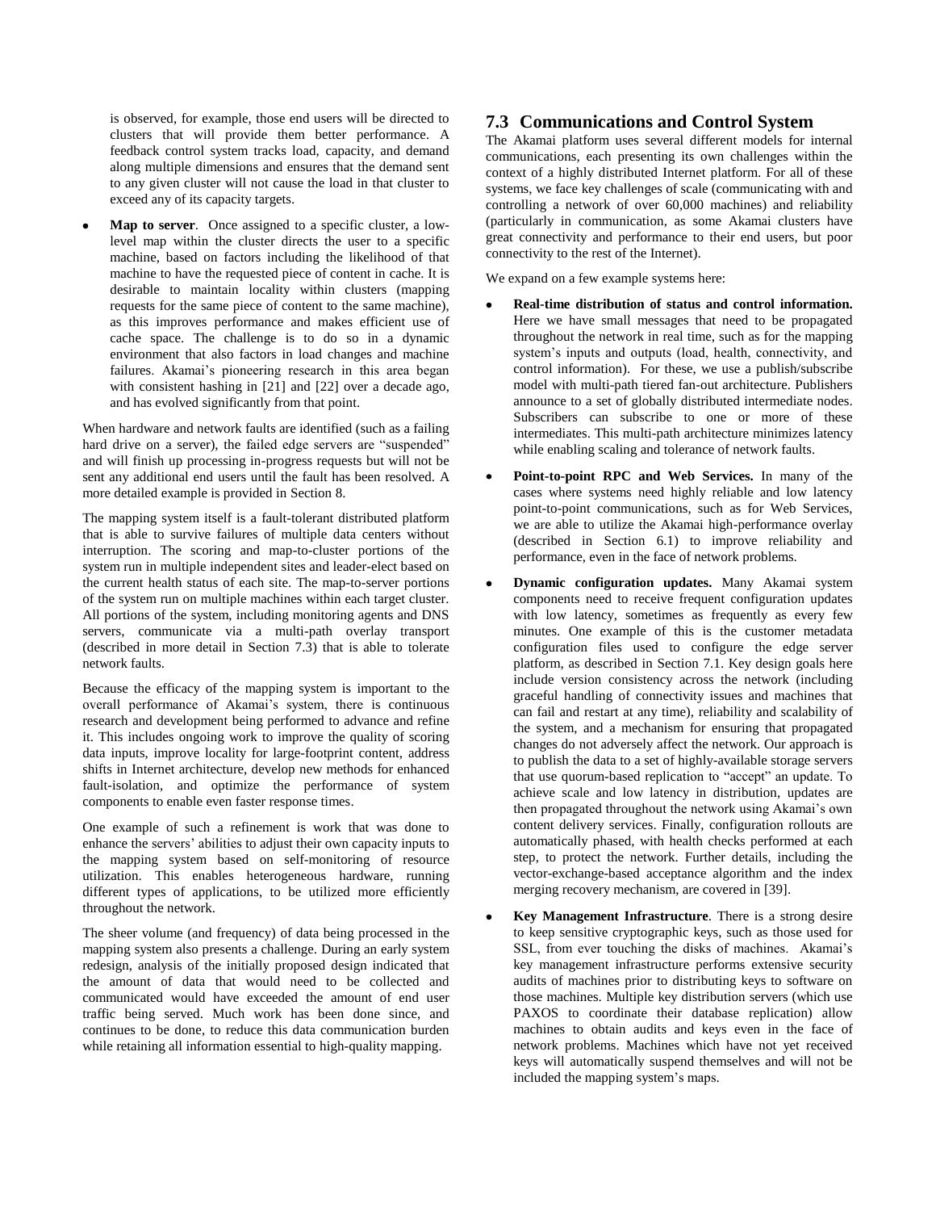is observed, for example, those end users will be directed to clusters that will provide them better performance. A feedback control system tracks load, capacity, and demand along multiple dimensions and ensures that the demand sent to any given cluster will not cause the load in that cluster to exceed any of its capacity targets.

- **Map to server**. Once assigned to a specific cluster, a low-level map within the cluster directs the user to a specific machine, based on factors including the likelihood of that machine to have the requested piece of content in cache. It is desirable to maintain locality within clusters (mapping requests for the same piece of content to the same machine), as this improves performance and makes efficient use of cache space. The challenge is to do so in a dynamic environment that also factors in load changes and machine failures. Akamai's pioneering research in this area began with consistent hashing in [21] and [22] over a decade ago, and has evolved significantly from that point.

When hardware and network faults are identified (such as a failing hard drive on a server), the failed edge servers are "suspended" and will finish up processing in-progress requests but will not be sent any additional end users until the fault has been resolved. A more detailed example is provided in Section 8.

The mapping system itself is a fault-tolerant distributed platform that is able to survive failures of multiple data centers without interruption. The scoring and map-to-cluster portions of the system run in multiple independent sites and leader-elect based on the current health status of each site. The map-to-server portions of the system run on multiple machines within each target cluster. All portions of the system, including monitoring agents and DNS servers, communicate via a multi-path overlay transport (described in more detail in Section 7.3) that is able to tolerate network faults.

Because the efficacy of the mapping system is important to the overall performance of Akamai's system, there is continuous research and development being performed to advance and refine it. This includes ongoing work to improve the quality of scoring data inputs, improve locality for large-footprint content, address shifts in Internet architecture, develop new methods for enhanced fault-isolation, and optimize the performance of system components to enable even faster response times.

One example of such a refinement is work that was done to enhance the servers' abilities to adjust their own capacity inputs to the mapping system based on self-monitoring of resource utilization. This enables heterogeneous hardware, running different types of applications, to be utilized more efficiently throughout the network.

The sheer volume (and frequency) of data being processed in the mapping system also presents a challenge. During an early system redesign, analysis of the initially proposed design indicated that the amount of data that would need to be collected and communicated would have exceeded the amount of end user traffic being served. Much work has been done since, and continues to be done, to reduce this data communication burden while retaining all information essential to high-quality mapping.

## 7.3 Communications and Control System

The Akamai platform uses several different models for internal communications, each presenting its own challenges within the context of a highly distributed Internet platform. For all of these systems, we face key challenges of scale (communicating with and controlling a network of over 60,000 machines) and reliability (particularly in communication, as some Akamai clusters have great connectivity and performance to their end users, but poor connectivity to the rest of the Internet).

We expand on a few example systems here:

- **Real-time distribution of status and control information.** Here we have small messages that need to be propagated throughout the network in real time, such as for the mapping system's inputs and outputs (load, health, connectivity, and control information). For these, we use a publish/subscribe model with multi-path tiered fan-out architecture. Publishers announce to a set of globally distributed intermediate nodes. Subscribers can subscribe to one or more of these intermediates. This multi-path architecture minimizes latency while enabling scaling and tolerance of network faults.
- **Point-to-point RPC and Web Services.** In many of the cases where systems need highly reliable and low latency point-to-point communications, such as for Web Services, we are able to utilize the Akamai high-performance overlay (described in Section 6.1) to improve reliability and performance, even in the face of network problems.
- **Dynamic configuration updates.** Many Akamai system components need to receive frequent configuration updates with low latency, sometimes as frequently as every few minutes. One example of this is the customer metadata configuration files used to configure the edge server platform, as described in Section 7.1. Key design goals here include version consistency across the network (including graceful handling of connectivity issues and machines that can fail and restart at any time), reliability and scalability of the system, and a mechanism for ensuring that propagated changes do not adversely affect the network. Our approach is to publish the data to a set of highly-available storage servers that use quorum-based replication to "accept" an update. To achieve scale and low latency in distribution, updates are then propagated throughout the network using Akamai's own content delivery services. Finally, configuration rollouts are automatically phased, with health checks performed at each step, to protect the network. Further details, including the vector-exchange-based acceptance algorithm and the index merging recovery mechanism, are covered in [39].
- **Key Management Infrastructure**. There is a strong desire to keep sensitive cryptographic keys, such as those used for SSL, from ever touching the disks of machines. Akamai's key management infrastructure performs extensive security audits of machines prior to distributing keys to software on those machines. Multiple key distribution servers (which use PAXOS to coordinate their database replication) allow machines to obtain audits and keys even in the face of network problems. Machines which have not yet received keys will automatically suspend themselves and will not be included the mapping system's maps.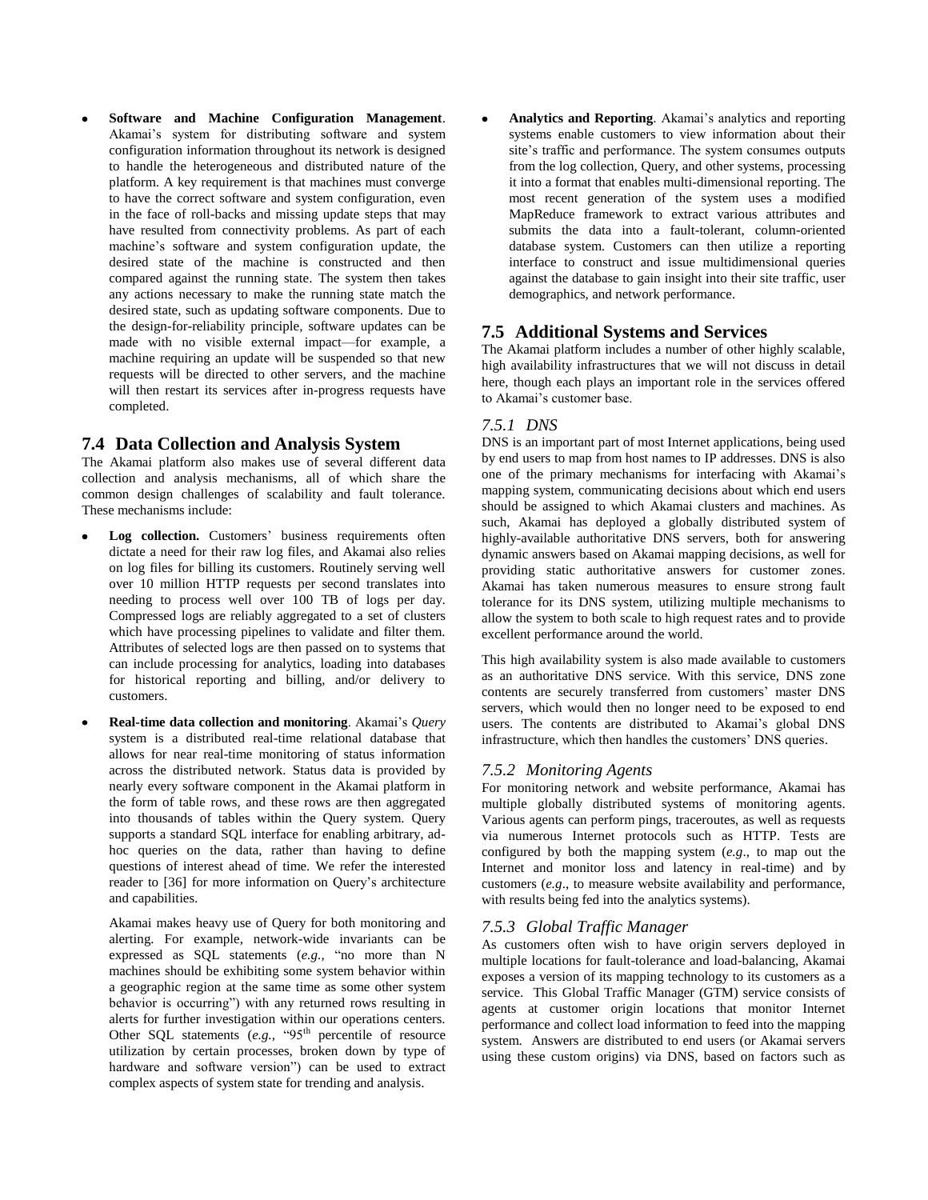- **Software and Machine Configuration Management**. Akamai's system for distributing software and system configuration information throughout its network is designed to handle the heterogeneous and distributed nature of the platform. A key requirement is that machines must converge to have the correct software and system configuration, even in the face of roll-backs and missing update steps that may have resulted from connectivity problems. As part of each machine's software and system configuration update, the desired state of the machine is constructed and then compared against the running state. The system then takes any actions necessary to make the running state match the desired state, such as updating software components. Due to the design-for-reliability principle, software updates can be made with no visible external impact—for example, a machine requiring an update will be suspended so that new requests will be directed to other servers, and the machine will then restart its services after in-progress requests have completed.

## 7.4 Data Collection and Analysis System

The Akamai platform also makes use of several different data collection and analysis mechanisms, all of which share the common design challenges of scalability and fault tolerance. These mechanisms include:

- **Log collection.** Customers' business requirements often dictate a need for their raw log files, and Akamai also relies on log files for billing its customers. Routinely serving well over 10 million HTTP requests per second translates into needing to process well over 100 TB of logs per day. Compressed logs are reliably aggregated to a set of clusters which have processing pipelines to validate and filter them. Attributes of selected logs are then passed on to systems that can include processing for analytics, loading into databases for historical reporting and billing, and/or delivery to customers.
- **Real-time data collection and monitoring**. Akamai's *Query* system is a distributed real-time relational database that allows for near real-time monitoring of status information across the distributed network. Status data is provided by nearly every software component in the Akamai platform in the form of table rows, and these rows are then aggregated into thousands of tables within the Query system. Query supports a standard SQL interface for enabling arbitrary, ad-hoc queries on the data, rather than having to define questions of interest ahead of time. We refer the interested reader to [36] for more information on Query's architecture and capabilities.

  Akamai makes heavy use of Query for both monitoring and alerting. For example, network-wide invariants can be expressed as SQL statements (*e.g.,* "no more than N machines should be exhibiting some system behavior within a geographic region at the same time as some other system behavior is occurring") with any returned rows resulting in alerts for further investigation within our operations centers. Other SQL statements (*e.g.,* "95th percentile of resource utilization by certain processes, broken down by type of hardware and software version") can be used to extract complex aspects of system state for trending and analysis.
- **Analytics and Reporting**. Akamai's analytics and reporting systems enable customers to view information about their site's traffic and performance. The system consumes outputs from the log collection, Query, and other systems, processing it into a format that enables multi-dimensional reporting. The most recent generation of the system uses a modified MapReduce framework to extract various attributes and submits the data into a fault-tolerant, column-oriented database system. Customers can then utilize a reporting interface to construct and issue multidimensional queries against the database to gain insight into their site traffic, user demographics, and network performance.

## 7.5 Additional Systems and Services

The Akamai platform includes a number of other highly scalable, high availability infrastructures that we will not discuss in detail here, though each plays an important role in the services offered to Akamai's customer base.

### *7.5.1 DNS*

DNS is an important part of most Internet applications, being used by end users to map from host names to IP addresses. DNS is also one of the primary mechanisms for interfacing with Akamai's mapping system, communicating decisions about which end users should be assigned to which Akamai clusters and machines. As such, Akamai has deployed a globally distributed system of highly-available authoritative DNS servers, both for answering dynamic answers based on Akamai mapping decisions, as well for providing static authoritative answers for customer zones. Akamai has taken numerous measures to ensure strong fault tolerance for its DNS system, utilizing multiple mechanisms to allow the system to both scale to high request rates and to provide excellent performance around the world.

This high availability system is also made available to customers as an authoritative DNS service. With this service, DNS zone contents are securely transferred from customers' master DNS servers, which would then no longer need to be exposed to end users. The contents are distributed to Akamai's global DNS infrastructure, which then handles the customers' DNS queries.

### *7.5.2 Monitoring Agents*

For monitoring network and website performance, Akamai has multiple globally distributed systems of monitoring agents. Various agents can perform pings, traceroutes, as well as requests via numerous Internet protocols such as HTTP. Tests are configured by both the mapping system (*e.g*., to map out the Internet and monitor loss and latency in real-time) and by customers (*e.g*., to measure website availability and performance, with results being fed into the analytics systems).

### *7.5.3 Global Traffic Manager*

As customers often wish to have origin servers deployed in multiple locations for fault-tolerance and load-balancing, Akamai exposes a version of its mapping technology to its customers as a service. This Global Traffic Manager (GTM) service consists of agents at customer origin locations that monitor Internet performance and collect load information to feed into the mapping system. Answers are distributed to end users (or Akamai servers using these custom origins) via DNS, based on factors such as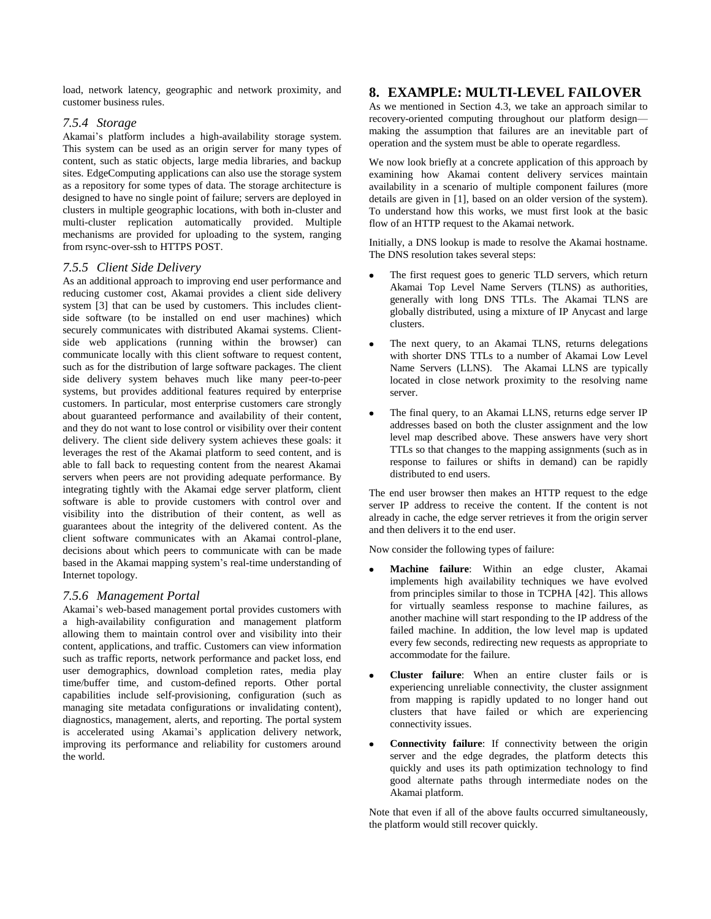load, network latency, geographic and network proximity, and customer business rules.

### *7.5.4 Storage*

Akamai's platform includes a high-availability storage system. This system can be used as an origin server for many types of content, such as static objects, large media libraries, and backup sites. EdgeComputing applications can also use the storage system as a repository for some types of data. The storage architecture is designed to have no single point of failure; servers are deployed in clusters in multiple geographic locations, with both in-cluster and multi-cluster replication automatically provided. Multiple mechanisms are provided for uploading to the system, ranging from rsync-over-ssh to HTTPS POST.

### *7.5.5 Client Side Delivery*

As an additional approach to improving end user performance and reducing customer cost, Akamai provides a client side delivery system [3] that can be used by customers. This includes client-side software (to be installed on end user machines) which securely communicates with distributed Akamai systems. Client-side web applications (running within the browser) can communicate locally with this client software to request content, such as for the distribution of large software packages. The client side delivery system behaves much like many peer-to-peer systems, but provides additional features required by enterprise customers. In particular, most enterprise customers care strongly about guaranteed performance and availability of their content, and they do not want to lose control or visibility over their content delivery. The client side delivery system achieves these goals: it leverages the rest of the Akamai platform to seed content, and is able to fall back to requesting content from the nearest Akamai servers when peers are not providing adequate performance. By integrating tightly with the Akamai edge server platform, client software is able to provide customers with control over and visibility into the distribution of their content, as well as guarantees about the integrity of the delivered content. As the client software communicates with an Akamai control-plane, decisions about which peers to communicate with can be made based in the Akamai mapping system's real-time understanding of Internet topology.

### *7.5.6 Management Portal*

Akamai's web-based management portal provides customers with a high-availability configuration and management platform allowing them to maintain control over and visibility into their content, applications, and traffic. Customers can view information such as traffic reports, network performance and packet loss, end user demographics, download completion rates, media play time/buffer time, and custom-defined reports. Other portal capabilities include self-provisioning, configuration (such as managing site metadata configurations or invalidating content), diagnostics, management, alerts, and reporting. The portal system is accelerated using Akamai's application delivery network, improving its performance and reliability for customers around the world.

## 8. EXAMPLE: MULTI-LEVEL FAILOVER

As we mentioned in Section 4.3, we take an approach similar to recovery-oriented computing throughout our platform design—making the assumption that failures are an inevitable part of operation and the system must be able to operate regardless.

We now look briefly at a concrete application of this approach by examining how Akamai content delivery services maintain availability in a scenario of multiple component failures (more details are given in [1], based on an older version of the system). To understand how this works, we must first look at the basic flow of an HTTP request to the Akamai network.

Initially, a DNS lookup is made to resolve the Akamai hostname. The DNS resolution takes several steps:

- The first request goes to generic TLD servers, which return Akamai Top Level Name Servers (TLNS) as authorities, generally with long DNS TTLs. The Akamai TLNS are globally distributed, using a mixture of IP Anycast and large clusters.
- The next query, to an Akamai TLNS, returns delegations with shorter DNS TTLs to a number of Akamai Low Level Name Servers (LLNS). The Akamai LLNS are typically located in close network proximity to the resolving name server.
- The final query, to an Akamai LLNS, returns edge server IP addresses based on both the cluster assignment and the low level map described above. These answers have very short TTLs so that changes to the mapping assignments (such as in response to failures or shifts in demand) can be rapidly distributed to end users.

The end user browser then makes an HTTP request to the edge server IP address to receive the content. If the content is not already in cache, the edge server retrieves it from the origin server and then delivers it to the end user.

Now consider the following types of failure:

- **Machine failure**: Within an edge cluster, Akamai implements high availability techniques we have evolved from principles similar to those in TCPHA [42]. This allows for virtually seamless response to machine failures, as another machine will start responding to the IP address of the failed machine. In addition, the low level map is updated every few seconds, redirecting new requests as appropriate to accommodate for the failure.
- **Cluster failure**: When an entire cluster fails or is experiencing unreliable connectivity, the cluster assignment from mapping is rapidly updated to no longer hand out clusters that have failed or which are experiencing connectivity issues.
- **Connectivity failure**: If connectivity between the origin server and the edge degrades, the platform detects this quickly and uses its path optimization technology to find good alternate paths through intermediate nodes on the Akamai platform.

Note that even if all of the above faults occurred simultaneously, the platform would still recover quickly.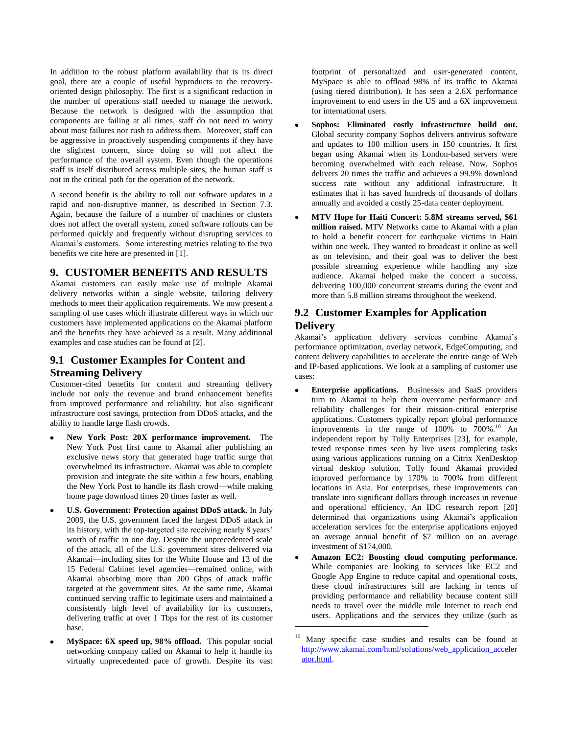In addition to the robust platform availability that is its direct goal, there are a couple of useful byproducts to the recovery-oriented design philosophy. The first is a significant reduction in the number of operations staff needed to manage the network. Because the network is designed with the assumption that components are failing at all times, staff do not need to worry about most failures nor rush to address them. Moreover, staff can be aggressive in proactively suspending components if they have the slightest concern, since doing so will not affect the performance of the overall system. Even though the operations staff is itself distributed across multiple sites, the human staff is not in the critical path for the operation of the network.

A second benefit is the ability to roll out software updates in a rapid and non-disruptive manner, as described in Section 7.3. Again, because the failure of a number of machines or clusters does not affect the overall system, zoned software rollouts can be performed quickly and frequently without disrupting services to Akamai's customers. Some interesting metrics relating to the two benefits we cite here are presented in [1].

## 9. CUSTOMER BENEFITS AND RESULTS

Akamai customers can easily make use of multiple Akamai delivery networks within a single website, tailoring delivery methods to meet their application requirements. We now present a sampling of use cases which illustrate different ways in which our customers have implemented applications on the Akamai platform and the benefits they have achieved as a result. Many additional examples and case studies can be found at [2].

### 9.1 Customer Examples for Content and Streaming Delivery

Customer-cited benefits for content and streaming delivery include not only the revenue and brand enhancement benefits from improved performance and reliability, but also significant infrastructure cost savings, protection from DDoS attacks, and the ability to handle large flash crowds.

- **New York Post: 20X performance improvement.** The New York Post first came to Akamai after publishing an exclusive news story that generated huge traffic surge that overwhelmed its infrastructure. Akamai was able to complete provision and integrate the site within a few hours, enabling the New York Post to handle its flash crowd—while making home page download times 20 times faster as well.
- **U.S. Government: Protection against DDoS attack**. In July 2009, the U.S. government faced the largest DDoS attack in its history, with the top-targeted site receiving nearly 8 years' worth of traffic in one day. Despite the unprecedented scale of the attack, all of the U.S. government sites delivered via Akamai—including sites for the White House and 13 of the 15 Federal Cabinet level agencies—remained online, with Akamai absorbing more than 200 Gbps of attack traffic targeted at the government sites. At the same time, Akamai continued serving traffic to legitimate users and maintained a consistently high level of availability for its customers, delivering traffic at over 1 Tbps for the rest of its customer base.
- **MySpace: 6X speed up, 98% offload.** This popular social networking company called on Akamai to help it handle its virtually unprecedented pace of growth. Despite its vast footprint of personalized and user-generated content, MySpace is able to offload 98% of its traffic to Akamai (using tiered distribution). It has seen a 2.6X performance improvement to end users in the US and a 6X improvement for international users.
- **Sophos: Eliminated costly infrastructure build out.** Global security company Sophos delivers antivirus software and updates to 100 million users in 150 countries. It first began using Akamai when its London-based servers were becoming overwhelmed with each release. Now, Sophos delivers 20 times the traffic and achieves a 99.9% download success rate without any additional infrastructure. It estimates that it has saved hundreds of thousands of dollars annually and avoided a costly 25-data center deployment.
- **MTV Hope for Haiti Concert: 5.8M streams served, $61 million raised.** MTV Networks came to Akamai with a plan to hold a benefit concert for earthquake victims in Haiti within one week. They wanted to broadcast it online as well as on television, and their goal was to deliver the best possible streaming experience while handling any size audience. Akamai helped make the concert a success, delivering 100,000 concurrent streams during the event and more than 5.8 million streams throughout the weekend.

### 9.2 Customer Examples for Application Delivery

Akamai's application delivery services combine Akamai's performance optimization, overlay network, EdgeComputing, and content delivery capabilities to accelerate the entire range of Web and IP-based applications. We look at a sampling of customer use cases:

- **Enterprise applications.** Businesses and SaaS providers turn to Akamai to help them overcome performance and reliability challenges for their mission-critical enterprise applications. Customers typically report global performance improvements in the range of 100% to 700%.[10] An independent report by Tolly Enterprises [23], for example, tested response times seen by live users completing tasks using various applications running on a Citrix XenDesktop virtual desktop solution. Tolly found Akamai provided improved performance by 170% to 700% from different locations in Asia. For enterprises, these improvements can translate into significant dollars through increases in revenue and operational efficiency. An IDC research report [20] determined that organizations using Akamai's application acceleration services for the enterprise applications enjoyed an average annual benefit of $7 million on an average investment of $174,000.
- **Amazon EC2: Boosting cloud computing performance.** While companies are looking to services like EC2 and Google App Engine to reduce capital and operational costs, these cloud infrastructures still are lacking in terms of providing performance and reliability because content still needs to travel over the middle mile Internet to reach end users. Applications and the services they utilize (such as

[10] Many specific case studies and results can be found at http://www.akamai.com/html/solutions/web_application_accelerator.html.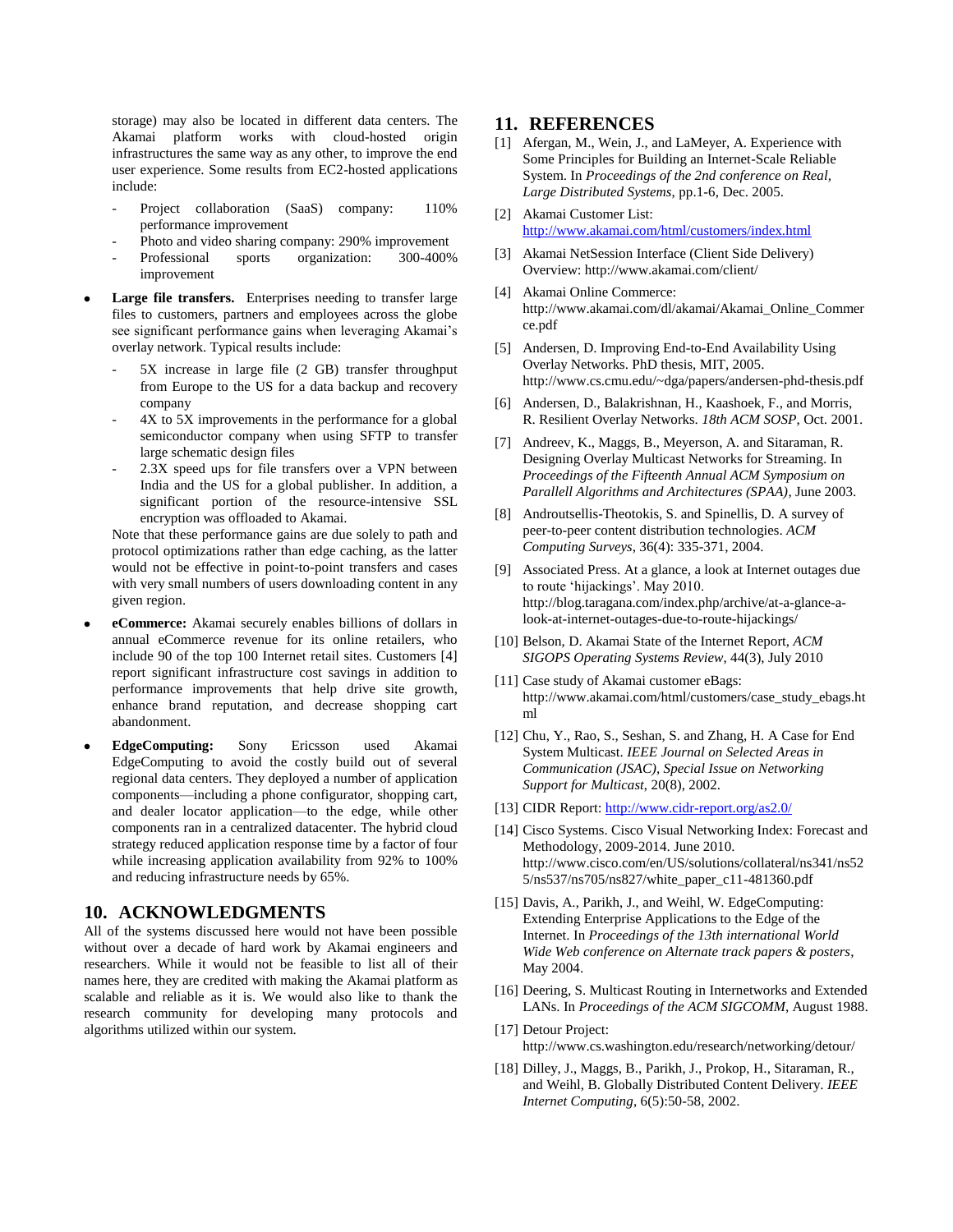storage) may also be located in different data centers. The Akamai platform works with cloud-hosted origin infrastructures the same way as any other, to improve the end user experience. Some results from EC2-hosted applications include:

- Project collaboration (SaaS) company: 110% performance improvement
- Photo and video sharing company: 290% improvement
- Professional sports organization: 300-400% improvement

- **Large file transfers.** Enterprises needing to transfer large files to customers, partners and employees across the globe see significant performance gains when leveraging Akamai's overlay network. Typical results include:
  - 5X increase in large file (2 GB) transfer throughput from Europe to the US for a data backup and recovery company
  - 4X to 5X improvements in the performance for a global semiconductor company when using SFTP to transfer large schematic design files
  - 2.3X speed ups for file transfers over a VPN between India and the US for a global publisher. In addition, a significant portion of the resource-intensive SSL encryption was offloaded to Akamai.

  Note that these performance gains are due solely to path and protocol optimizations rather than edge caching, as the latter would not be effective in point-to-point transfers and cases with very small numbers of users downloading content in any given region.

- **eCommerce:** Akamai securely enables billions of dollars in annual eCommerce revenue for its online retailers, who include 90 of the top 100 Internet retail sites. Customers [4] report significant infrastructure cost savings in addition to performance improvements that help drive site growth, enhance brand reputation, and decrease shopping cart abandonment.

- **EdgeComputing:** Sony Ericsson used Akamai EdgeComputing to avoid the costly build out of several regional data centers. They deployed a number of application components—including a phone configurator, shopping cart, and dealer locator application—to the edge, while other components ran in a centralized datacenter. The hybrid cloud strategy reduced application response time by a factor of four while increasing application availability from 92% to 100% and reducing infrastructure needs by 65%.

## 10. ACKNOWLEDGMENTS

All of the systems discussed here would not have been possible without over a decade of hard work by Akamai engineers and researchers. While it would not be feasible to list all of their names here, they are credited with making the Akamai platform as scalable and reliable as it is. We would also like to thank the research community for developing many protocols and algorithms utilized within our system.

## 11. REFERENCES

[1] Afergan, M., Wein, J., and LaMeyer, A. Experience with Some Principles for Building an Internet-Scale Reliable System. In *Proceedings of the 2nd conference on Real, Large Distributed Systems*, pp.1-6, Dec. 2005.

[2] Akamai Customer List: http://www.akamai.com/html/customers/index.html

[3] Akamai NetSession Interface (Client Side Delivery) Overview: http://www.akamai.com/client/

[4] Akamai Online Commerce: http://www.akamai.com/dl/akamai/Akamai_Online_Commerce.pdf

[5] Andersen, D. Improving End-to-End Availability Using Overlay Networks. PhD thesis, MIT, 2005. http://www.cs.cmu.edu/~dga/papers/andersen-phd-thesis.pdf

[6] Andersen, D., Balakrishnan, H., Kaashoek, F., and Morris, R. Resilient Overlay Networks. *18th ACM SOSP*, Oct. 2001.

[7] Andreev, K., Maggs, B., Meyerson, A. and Sitaraman, R. Designing Overlay Multicast Networks for Streaming. In *Proceedings of the Fifteenth Annual ACM Symposium on Parallell Algorithms and Architectures (SPAA)*, June 2003.

[8] Androutsellis-Theotokis, S. and Spinellis, D. A survey of peer-to-peer content distribution technologies. *ACM Computing Surveys*, 36(4): 335-371, 2004.

[9] Associated Press. At a glance, a look at Internet outages due to route 'hijackings'. May 2010. http://blog.taragana.com/index.php/archive/at-a-glance-a-look-at-internet-outages-due-to-route-hijackings/

[10] Belson, D. Akamai State of the Internet Report, *ACM SIGOPS Operating Systems Review*, 44(3), July 2010

[11] Case study of Akamai customer eBags: http://www.akamai.com/html/customers/case_study_ebags.html

[12] Chu, Y., Rao, S., Seshan, S. and Zhang, H. A Case for End System Multicast. *IEEE Journal on Selected Areas in Communication (JSAC), Special Issue on Networking Support for Multicast*, 20(8), 2002.

[13] CIDR Report: http://www.cidr-report.org/as2.0/

[14] Cisco Systems. Cisco Visual Networking Index: Forecast and Methodology, 2009-2014. June 2010. http://www.cisco.com/en/US/solutions/collateral/ns341/ns525/ns537/ns705/ns827/white_paper_c11-481360.pdf

[15] Davis, A., Parikh, J., and Weihl, W. EdgeComputing: Extending Enterprise Applications to the Edge of the Internet. In *Proceedings of the 13th international World Wide Web conference on Alternate track papers & posters*, May 2004.

[16] Deering, S. Multicast Routing in Internetworks and Extended LANs. In *Proceedings of the ACM SIGCOMM*, August 1988.

[17] Detour Project: http://www.cs.washington.edu/research/networking/detour/

[18] Dilley, J., Maggs, B., Parikh, J., Prokop, H., Sitaraman, R., and Weihl, B. Globally Distributed Content Delivery. *IEEE Internet Computing*, 6(5):50-58, 2002.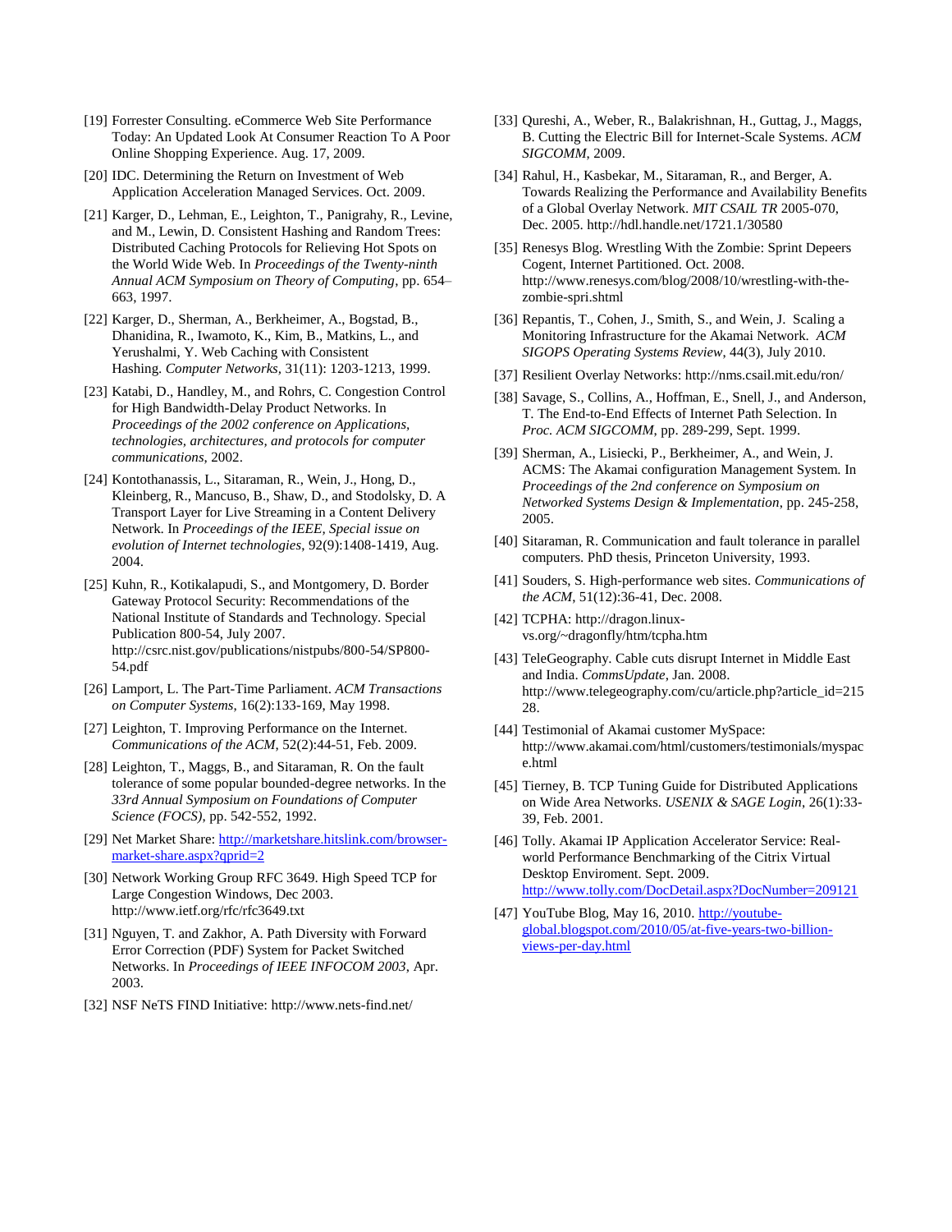[19] Forrester Consulting. eCommerce Web Site Performance Today: An Updated Look At Consumer Reaction To A Poor Online Shopping Experience. Aug. 17, 2009.

[20] IDC. Determining the Return on Investment of Web Application Acceleration Managed Services. Oct. 2009.

[21] Karger, D., Lehman, E., Leighton, T., Panigrahy, R., Levine, and M., Lewin, D. Consistent Hashing and Random Trees: Distributed Caching Protocols for Relieving Hot Spots on the World Wide Web. In *Proceedings of the Twenty-ninth Annual ACM Symposium on Theory of Computing*, pp. 654–663, 1997.

[22] Karger, D., Sherman, A., Berkheimer, A., Bogstad, B., Dhanidina, R., Iwamoto, K., Kim, B., Matkins, L., and Yerushalmi, Y. Web Caching with Consistent Hashing. *Computer Networks*, 31(11): 1203-1213, 1999.

[23] Katabi, D., Handley, M., and Rohrs, C. Congestion Control for High Bandwidth-Delay Product Networks. In *Proceedings of the 2002 conference on Applications, technologies, architectures, and protocols for computer communications*, 2002.

[24] Kontothanassis, L., Sitaraman, R., Wein, J., Hong, D., Kleinberg, R., Mancuso, B., Shaw, D., and Stodolsky, D. A Transport Layer for Live Streaming in a Content Delivery Network. In *Proceedings of the IEEE, Special issue on evolution of Internet technologies*, 92(9):1408-1419, Aug. 2004.

[25] Kuhn, R., Kotikalapudi, S., and Montgomery, D. Border Gateway Protocol Security: Recommendations of the National Institute of Standards and Technology. Special Publication 800-54, July 2007. http://csrc.nist.gov/publications/nistpubs/800-54/SP800-54.pdf

[26] Lamport, L. The Part-Time Parliament. *ACM Transactions on Computer Systems*, 16(2):133-169, May 1998.

[27] Leighton, T. Improving Performance on the Internet. *Communications of the ACM*, 52(2):44-51, Feb. 2009.

[28] Leighton, T., Maggs, B., and Sitaraman, R. On the fault tolerance of some popular bounded-degree networks. In the *33rd Annual Symposium on Foundations of Computer Science (FOCS)*, pp. 542-552, 1992.

[29] Net Market Share: http://marketshare.hitslink.com/browser-market-share.aspx?qprid=2

[30] Network Working Group RFC 3649. High Speed TCP for Large Congestion Windows, Dec 2003. http://www.ietf.org/rfc/rfc3649.txt

[31] Nguyen, T. and Zakhor, A. Path Diversity with Forward Error Correction (PDF) System for Packet Switched Networks. In *Proceedings of IEEE INFOCOM 2003*, Apr. 2003.

[32] NSF NeTS FIND Initiative: http://www.nets-find.net/

[33] Qureshi, A., Weber, R., Balakrishnan, H., Guttag, J., Maggs, B. Cutting the Electric Bill for Internet-Scale Systems. *ACM SIGCOMM*, 2009.

[34] Rahul, H., Kasbekar, M., Sitaraman, R., and Berger, A. Towards Realizing the Performance and Availability Benefits of a Global Overlay Network. *MIT CSAIL TR* 2005-070, Dec. 2005. http://hdl.handle.net/1721.1/30580

[35] Renesys Blog. Wrestling With the Zombie: Sprint Depeers Cogent, Internet Partitioned. Oct. 2008. http://www.renesys.com/blog/2008/10/wrestling-with-the-zombie-spri.shtml

[36] Repantis, T., Cohen, J., Smith, S., and Wein, J. Scaling a Monitoring Infrastructure for the Akamai Network. *ACM SIGOPS Operating Systems Review*, 44(3), July 2010.

[37] Resilient Overlay Networks: http://nms.csail.mit.edu/ron/

[38] Savage, S., Collins, A., Hoffman, E., Snell, J., and Anderson, T. The End-to-End Effects of Internet Path Selection. In *Proc. ACM SIGCOMM*, pp. 289-299, Sept. 1999.

[39] Sherman, A., Lisiecki, P., Berkheimer, A., and Wein, J. ACMS: The Akamai configuration Management System. In *Proceedings of the 2nd conference on Symposium on Networked Systems Design & Implementation*, pp. 245-258, 2005.

[40] Sitaraman, R. Communication and fault tolerance in parallel computers. PhD thesis, Princeton University, 1993.

[41] Souders, S. High-performance web sites. *Communications of the ACM*, 51(12):36-41, Dec. 2008.

[42] TCPHA: http://dragon.linux-vs.org/~dragonfly/htm/tcpha.htm

[43] TeleGeography. Cable cuts disrupt Internet in Middle East and India. *CommsUpdate*, Jan. 2008. http://www.telegeography.com/cu/article.php?article_id=21528.

[44] Testimonial of Akamai customer MySpace: http://www.akamai.com/html/customers/testimonials/myspace.html

[45] Tierney, B. TCP Tuning Guide for Distributed Applications on Wide Area Networks. *USENIX & SAGE Login*, 26(1):33-39, Feb. 2001.

[46] Tolly. Akamai IP Application Accelerator Service: Real-world Performance Benchmarking of the Citrix Virtual Desktop Enviroment. Sept. 2009. http://www.tolly.com/DocDetail.aspx?DocNumber=209121

[47] YouTube Blog, May 16, 2010. http://youtube-global.blogspot.com/2010/05/at-five-years-two-billion-views-per-day.html